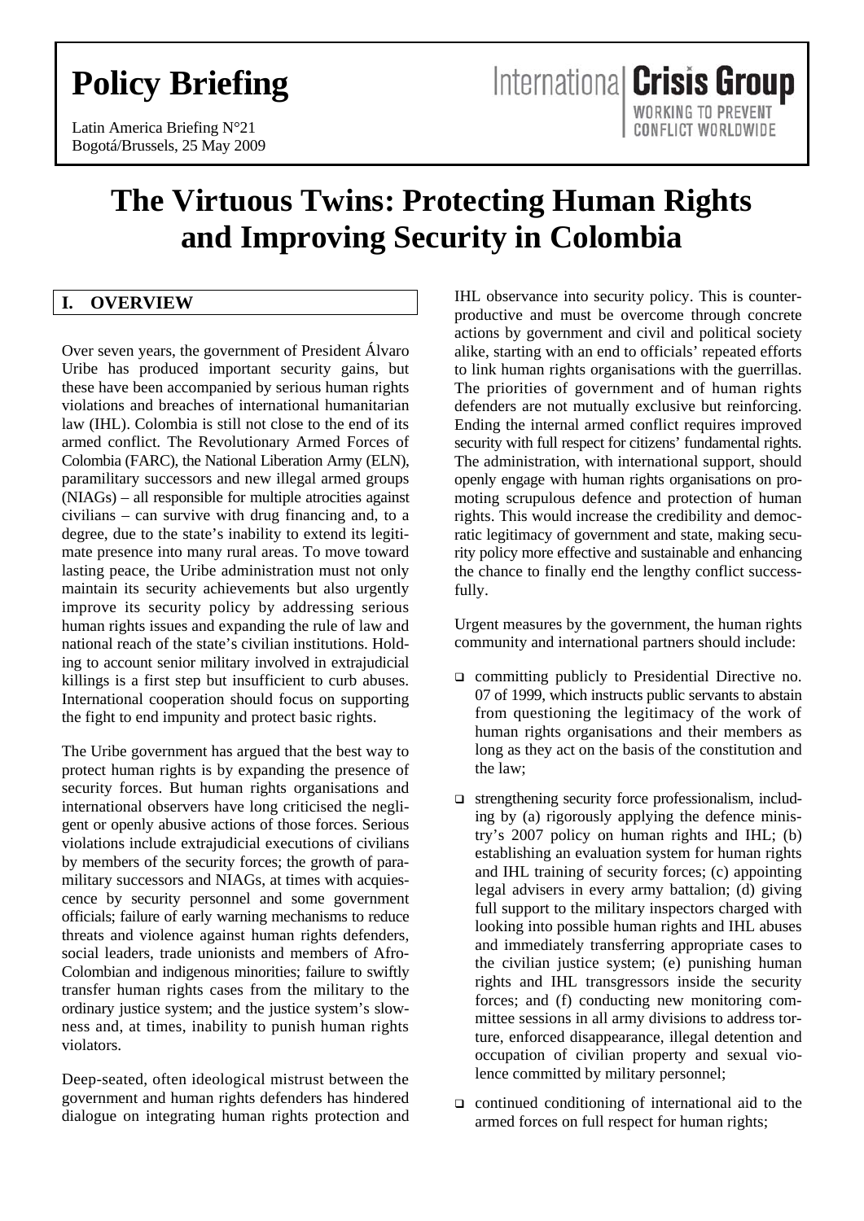# Policy Briefing

Latin America Briefing N°21
Bogotá/Brussels, 25 May 2009

International Crisis Group
WORKING TO PREVENT CONFLICT WORLDWIDE

# The Virtuous Twins: Protecting Human Rights and Improving Security in Colombia

## I. OVERVIEW

Over seven years, the government of President Álvaro Uribe has produced important security gains, but these have been accompanied by serious human rights violations and breaches of international humanitarian law (IHL). Colombia is still not close to the end of its armed conflict. The Revolutionary Armed Forces of Colombia (FARC), the National Liberation Army (ELN), paramilitary successors and new illegal armed groups (NIAGs) – all responsible for multiple atrocities against civilians – can survive with drug financing and, to a degree, due to the state's inability to extend its legitimate presence into many rural areas. To move toward lasting peace, the Uribe administration must not only maintain its security achievements but also urgently improve its security policy by addressing serious human rights issues and expanding the rule of law and national reach of the state's civilian institutions. Holding to account senior military involved in extrajudicial killings is a first step but insufficient to curb abuses. International cooperation should focus on supporting the fight to end impunity and protect basic rights.

The Uribe government has argued that the best way to protect human rights is by expanding the presence of security forces. But human rights organisations and international observers have long criticised the negligent or openly abusive actions of those forces. Serious violations include extrajudicial executions of civilians by members of the security forces; the growth of paramilitary successors and NIAGs, at times with acquiescence by security personnel and some government officials; failure of early warning mechanisms to reduce threats and violence against human rights defenders, social leaders, trade unionists and members of Afro-Colombian and indigenous minorities; failure to swiftly transfer human rights cases from the military to the ordinary justice system; and the justice system's slowness and, at times, inability to punish human rights violators.

Deep-seated, often ideological mistrust between the government and human rights defenders has hindered dialogue on integrating human rights protection and IHL observance into security policy. This is counterproductive and must be overcome through concrete actions by government and civil and political society alike, starting with an end to officials' repeated efforts to link human rights organisations with the guerrillas. The priorities of government and of human rights defenders are not mutually exclusive but reinforcing. Ending the internal armed conflict requires improved security with full respect for citizens' fundamental rights. The administration, with international support, should openly engage with human rights organisations on promoting scrupulous defence and protection of human rights. This would increase the credibility and democratic legitimacy of government and state, making security policy more effective and sustainable and enhancing the chance to finally end the lengthy conflict successfully.

Urgent measures by the government, the human rights community and international partners should include:

- committing publicly to Presidential Directive no. 07 of 1999, which instructs public servants to abstain from questioning the legitimacy of the work of human rights organisations and their members as long as they act on the basis of the constitution and the law;
- strengthening security force professionalism, including by (a) rigorously applying the defence ministry's 2007 policy on human rights and IHL; (b) establishing an evaluation system for human rights and IHL training of security forces; (c) appointing legal advisers in every army battalion; (d) giving full support to the military inspectors charged with looking into possible human rights and IHL abuses and immediately transferring appropriate cases to the civilian justice system; (e) punishing human rights and IHL transgressors inside the security forces; and (f) conducting new monitoring committee sessions in all army divisions to address torture, enforced disappearance, illegal detention and occupation of civilian property and sexual violence committed by military personnel;
- continued conditioning of international aid to the armed forces on full respect for human rights;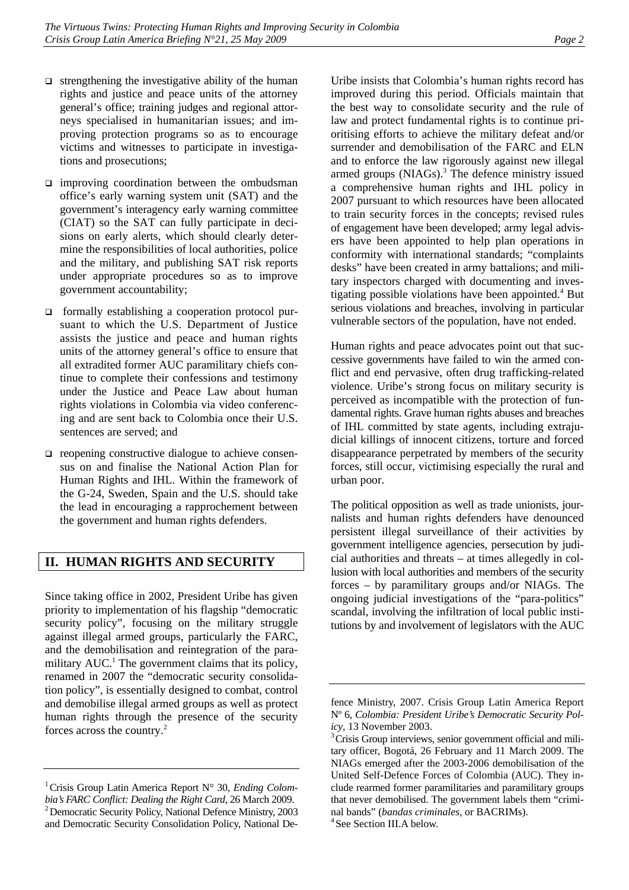- strengthening the investigative ability of the human rights and justice and peace units of the attorney general's office; training judges and regional attorneys specialised in humanitarian issues; and improving protection programs so as to encourage victims and witnesses to participate in investigations and prosecutions;

- improving coordination between the ombudsman office's early warning system unit (SAT) and the government's interagency early warning committee (CIAT) so the SAT can fully participate in decisions on early alerts, which should clearly determine the responsibilities of local authorities, police and the military, and publishing SAT risk reports under appropriate procedures so as to improve government accountability;

- formally establishing a cooperation protocol pursuant to which the U.S. Department of Justice assists the justice and peace and human rights units of the attorney general's office to ensure that all extradited former AUC paramilitary chiefs continue to complete their confessions and testimony under the Justice and Peace Law about human rights violations in Colombia via video conferencing and are sent back to Colombia once their U.S. sentences are served; and

- reopening constructive dialogue to achieve consensus on and finalise the National Action Plan for Human Rights and IHL. Within the framework of the G-24, Sweden, Spain and the U.S. should take the lead in encouraging a rapprochement between the government and human rights defenders.

## II. HUMAN RIGHTS AND SECURITY

Since taking office in 2002, President Uribe has given priority to implementation of his flagship "democratic security policy", focusing on the military struggle against illegal armed groups, particularly the FARC, and the demobilisation and reintegration of the paramilitary AUC.[1] The government claims that its policy, renamed in 2007 the "democratic security consolidation policy", is essentially designed to combat, control and demobilise illegal armed groups as well as protect human rights through the presence of the security forces across the country.[2]

Uribe insists that Colombia's human rights record has improved during this period. Officials maintain that the best way to consolidate security and the rule of law and protect fundamental rights is to continue prioritising efforts to achieve the military defeat and/or surrender and demobilisation of the FARC and ELN and to enforce the law rigorously against new illegal armed groups (NIAGs).[3] The defence ministry issued a comprehensive human rights and IHL policy in 2007 pursuant to which resources have been allocated to train security forces in the concepts; revised rules of engagement have been developed; army legal advisers have been appointed to help plan operations in conformity with international standards; "complaints desks" have been created in army battalions; and military inspectors charged with documenting and investigating possible violations have been appointed.[4] But serious violations and breaches, involving in particular vulnerable sectors of the population, have not ended.

Human rights and peace advocates point out that successive governments have failed to win the armed conflict and end pervasive, often drug trafficking-related violence. Uribe's strong focus on military security is perceived as incompatible with the protection of fundamental rights. Grave human rights abuses and breaches of IHL committed by state agents, including extrajudicial killings of innocent citizens, torture and forced disappearance perpetrated by members of the security forces, still occur, victimising especially the rural and urban poor.

The political opposition as well as trade unionists, journalists and human rights defenders have denounced persistent illegal surveillance of their activities by government intelligence agencies, persecution by judicial authorities and threats – at times allegedly in collusion with local authorities and members of the security forces – by paramilitary groups and/or NIAGs. The ongoing judicial investigations of the "para-politics" scandal, involving the infiltration of local public institutions by and involvement of legislators with the AUC

---

[1] Crisis Group Latin America Report N° 30, *Ending Colombia's FARC Conflict: Dealing the Right Card*, 26 March 2009.

[2] Democratic Security Policy, National Defence Ministry, 2003 and Democratic Security Consolidation Policy, National Defence Ministry, 2007. Crisis Group Latin America Report Nº 6, *Colombia: President Uribe's Democratic Security Policy*, 13 November 2003.

[3] Crisis Group interviews, senior government official and military officer, Bogotá, 26 February and 11 March 2009. The NIAGs emerged after the 2003-2006 demobilisation of the United Self-Defence Forces of Colombia (AUC). They include rearmed former paramilitaries and paramilitary groups that never demobilised. The government labels them "criminal bands" (*bandas criminales*, or BACRIMs).

[4] See Section III.A below.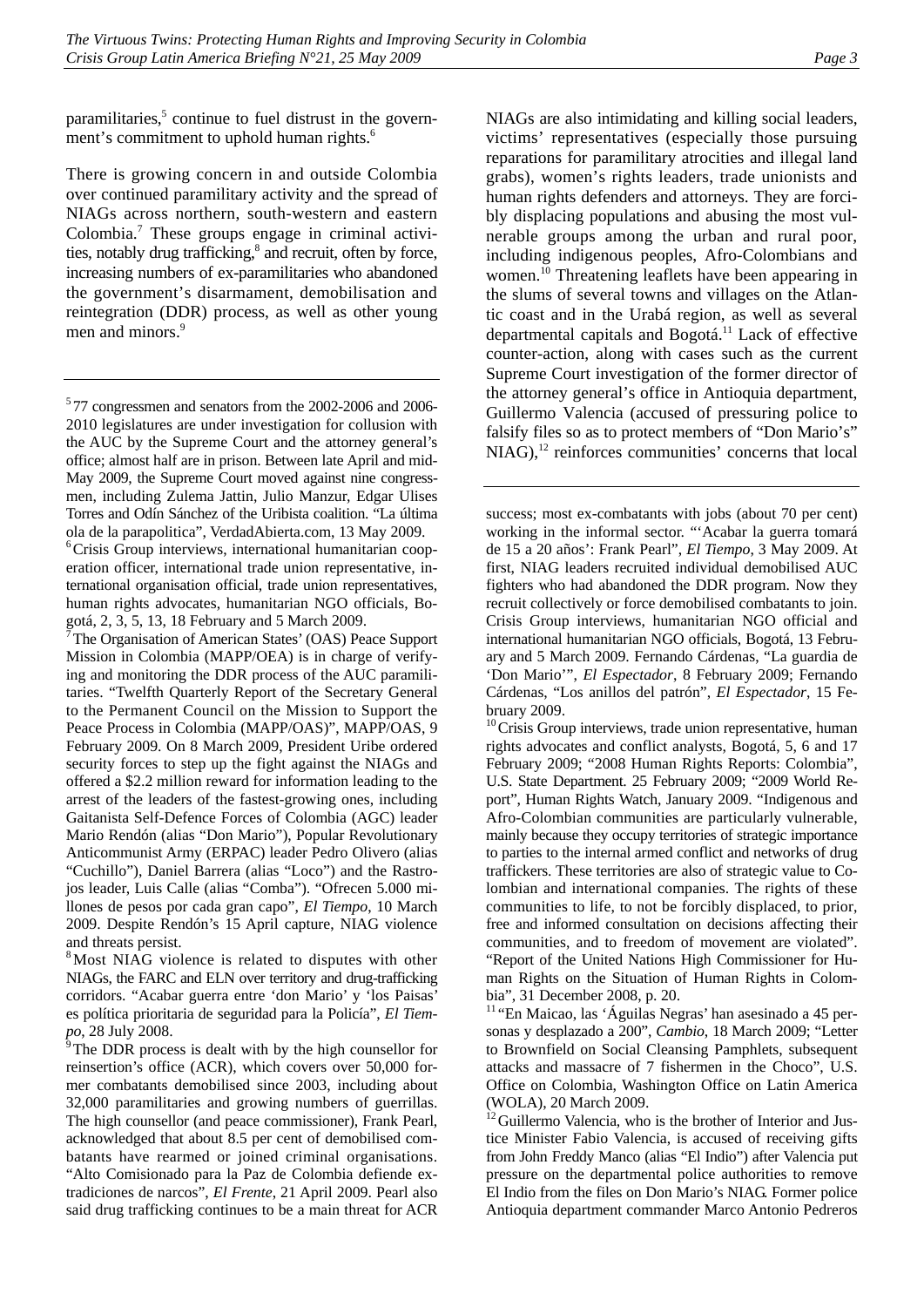paramilitaries,[5] continue to fuel distrust in the government's commitment to uphold human rights.[6]

There is growing concern in and outside Colombia over continued paramilitary activity and the spread of NIAGs across northern, south-western and eastern Colombia.[7] These groups engage in criminal activities, notably drug trafficking,[8] and recruit, often by force, increasing numbers of ex-paramilitaries who abandoned the government's disarmament, demobilisation and reintegration (DDR) process, as well as other young men and minors.[9]

NIAGs are also intimidating and killing social leaders, victims' representatives (especially those pursuing reparations for paramilitary atrocities and illegal land grabs), women's rights leaders, trade unionists and human rights defenders and attorneys. They are forcibly displacing populations and abusing the most vulnerable groups among the urban and rural poor, including indigenous peoples, Afro-Colombians and women.[10] Threatening leaflets have been appearing in the slums of several towns and villages on the Atlantic coast and in the Urabá region, as well as several departmental capitals and Bogotá.[11] Lack of effective counter-action, along with cases such as the current Supreme Court investigation of the former director of the attorney general's office in Antioquia department, Guillermo Valencia (accused of pressuring police to falsify files so as to protect members of "Don Mario's" NIAG),[12] reinforces communities' concerns that local

---

[5] 77 congressmen and senators from the 2002-2006 and 2006-2010 legislatures are under investigation for collusion with the AUC by the Supreme Court and the attorney general's office; almost half are in prison. Between late April and mid-May 2009, the Supreme Court moved against nine congressmen, including Zulema Jattin, Julio Manzur, Edgar Ulises Torres and Odín Sánchez of the Uribista coalition. "La última ola de la parapolitica", VerdadAbierta.com, 13 May 2009.

[6] Crisis Group interviews, international humanitarian cooperation officer, international trade union representative, international organisation official, trade union representatives, human rights advocates, humanitarian NGO officials, Bogotá, 2, 3, 5, 13, 18 February and 5 March 2009.

[7] The Organisation of American States' (OAS) Peace Support Mission in Colombia (MAPP/OEA) is in charge of verifying and monitoring the DDR process of the AUC paramilitaries. "Twelfth Quarterly Report of the Secretary General to the Permanent Council on the Mission to Support the Peace Process in Colombia (MAPP/OAS)", MAPP/OAS, 9 February 2009. On 8 March 2009, President Uribe ordered security forces to step up the fight against the NIAGs and offered a $2.2 million reward for information leading to the arrest of the leaders of the fastest-growing ones, including Gaitanista Self-Defence Forces of Colombia (AGC) leader Mario Rendón (alias "Don Mario"), Popular Revolutionary Anticommunist Army (ERPAC) leader Pedro Olivero (alias "Cuchillo"), Daniel Barrera (alias "Loco") and the Rastrojos leader, Luis Calle (alias "Comba"). "Ofrecen 5.000 millones de pesos por cada gran capo", *El Tiempo*, 10 March 2009. Despite Rendón's 15 April capture, NIAG violence and threats persist.

[8] Most NIAG violence is related to disputes with other NIAGs, the FARC and ELN over territory and drug-trafficking corridors. "Acabar guerra entre 'don Mario' y 'los Paisas' es política prioritaria de seguridad para la Policía", *El Tiempo*, 28 July 2008.

[9] The DDR process is dealt with by the high counsellor for reinsertion's office (ACR), which covers over 50,000 former combatants demobilised since 2003, including about 32,000 paramilitaries and growing numbers of guerrillas. The high counsellor (and peace commissioner), Frank Pearl, acknowledged that about 8.5 per cent of demobilised combatants have rearmed or joined criminal organisations. "Alto Comisionado para la Paz de Colombia defiende extradiciones de narcos", *El Frente*, 21 April 2009. Pearl also said drug trafficking continues to be a main threat for ACR success; most ex-combatants with jobs (about 70 per cent) working in the informal sector. "'Acabar la guerra tomará de 15 a 20 años': Frank Pearl", *El Tiempo*, 3 May 2009. At first, NIAG leaders recruited individual demobilised AUC fighters who had abandoned the DDR program. Now they recruit collectively or force demobilised combatants to join. Crisis Group interviews, humanitarian NGO official and international humanitarian NGO officials, Bogotá, 13 February and 5 March 2009. Fernando Cárdenas, "La guardia de 'Don Mario'", *El Espectador*, 8 February 2009; Fernando Cárdenas, "Los anillos del patrón", *El Espectador*, 15 February 2009.

[10] Crisis Group interviews, trade union representative, human rights advocates and conflict analysts, Bogotá, 5, 6 and 17 February 2009; "2008 Human Rights Reports: Colombia", U.S. State Department. 25 February 2009; "2009 World Report", Human Rights Watch, January 2009. "Indigenous and Afro-Colombian communities are particularly vulnerable, mainly because they occupy territories of strategic importance to parties to the internal armed conflict and networks of drug traffickers. These territories are also of strategic value to Colombian and international companies. The rights of these communities to life, to not be forcibly displaced, to prior, free and informed consultation on decisions affecting their communities, and to freedom of movement are violated". "Report of the United Nations High Commissioner for Human Rights on the Situation of Human Rights in Colombia", 31 December 2008, p. 20.

[11] "En Maicao, las 'Águilas Negras' han asesinado a 45 personas y desplazado a 200", *Cambio*, 18 March 2009; "Letter to Brownfield on Social Cleansing Pamphlets, subsequent attacks and massacre of 7 fishermen in the Choco", U.S. Office on Colombia, Washington Office on Latin America (WOLA), 20 March 2009.

[12] Guillermo Valencia, who is the brother of Interior and Justice Minister Fabio Valencia, is accused of receiving gifts from John Freddy Manco (alias "El Indio") after Valencia put pressure on the departmental police authorities to remove El Indio from the files on Don Mario's NIAG. Former police Antioquia department commander Marco Antonio Pedreros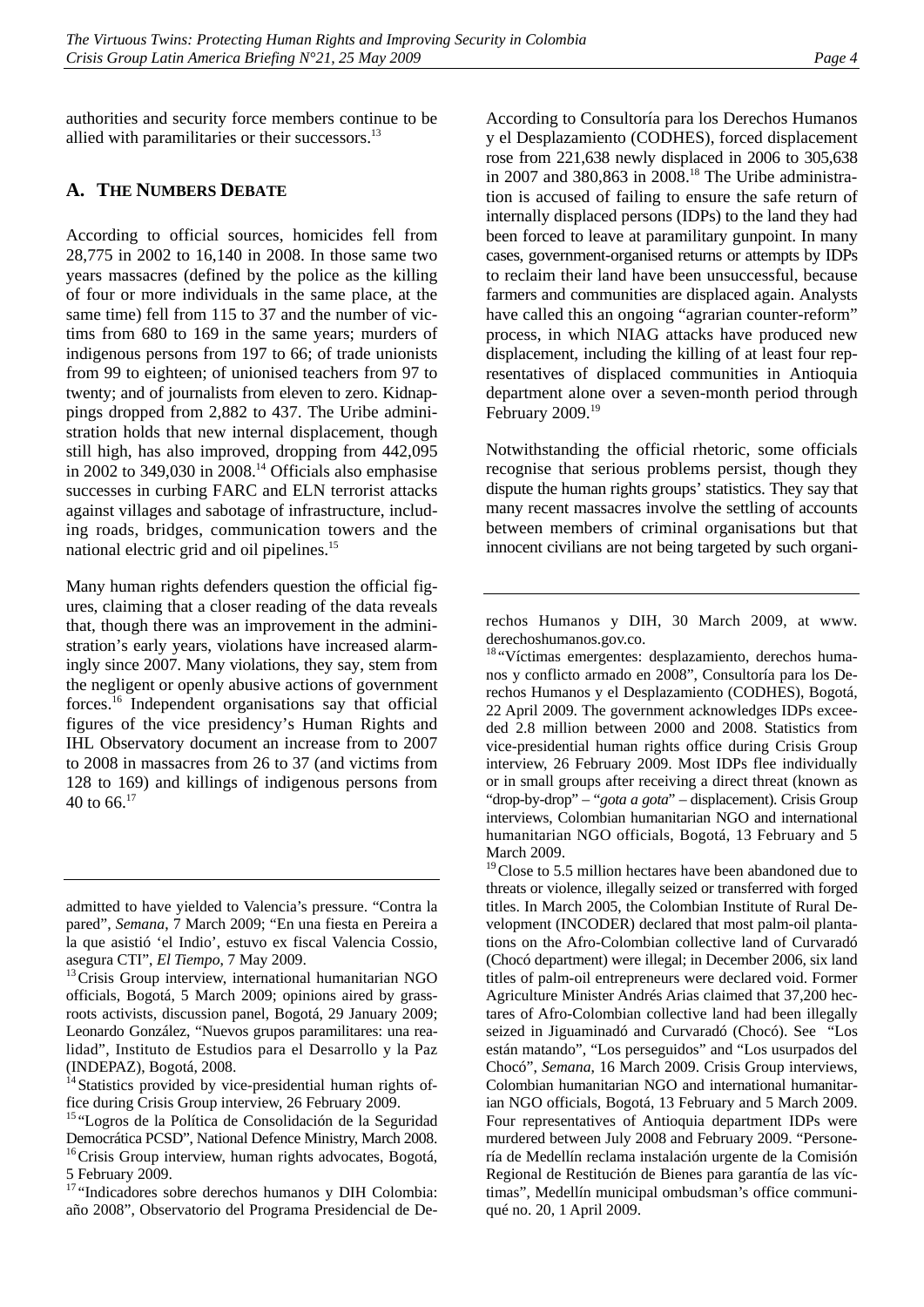authorities and security force members continue to be allied with paramilitaries or their successors.[13]

## A. The Numbers Debate

According to official sources, homicides fell from 28,775 in 2002 to 16,140 in 2008. In those same two years massacres (defined by the police as the killing of four or more individuals in the same place, at the same time) fell from 115 to 37 and the number of victims from 680 to 169 in the same years; murders of indigenous persons from 197 to 66; of trade unionists from 99 to eighteen; of unionised teachers from 97 to twenty; and of journalists from eleven to zero. Kidnappings dropped from 2,882 to 437. The Uribe administration holds that new internal displacement, though still high, has also improved, dropping from 442,095 in 2002 to 349,030 in 2008.[14] Officials also emphasise successes in curbing FARC and ELN terrorist attacks against villages and sabotage of infrastructure, including roads, bridges, communication towers and the national electric grid and oil pipelines.[15]

Many human rights defenders question the official figures, claiming that a closer reading of the data reveals that, though there was an improvement in the administration's early years, violations have increased alarmingly since 2007. Many violations, they say, stem from the negligent or openly abusive actions of government forces.[16] Independent organisations say that official figures of the vice presidency's Human Rights and IHL Observatory document an increase from to 2007 to 2008 in massacres from 26 to 37 (and victims from 128 to 169) and killings of indigenous persons from 40 to 66.[17]

According to Consultoría para los Derechos Humanos y el Desplazamiento (CODHES), forced displacement rose from 221,638 newly displaced in 2006 to 305,638 in 2007 and 380,863 in 2008.[18] The Uribe administration is accused of failing to ensure the safe return of internally displaced persons (IDPs) to the land they had been forced to leave at paramilitary gunpoint. In many cases, government-organised returns or attempts by IDPs to reclaim their land have been unsuccessful, because farmers and communities are displaced again. Analysts have called this an ongoing "agrarian counter-reform" process, in which NIAG attacks have produced new displacement, including the killing of at least four representatives of displaced communities in Antioquia department alone over a seven-month period through February 2009.[19]

Notwithstanding the official rhetoric, some officials recognise that serious problems persist, though they dispute the human rights groups' statistics. They say that many recent massacres involve the settling of accounts between members of criminal organisations but that innocent civilians are not being targeted by such organi-

---

admitted to have yielded to Valencia's pressure. "Contra la pared", *Semana*, 7 March 2009; "En una fiesta en Pereira a la que asistió 'el Indio', estuvo ex fiscal Valencia Cossio, asegura CTI", *El Tiempo*, 7 May 2009.

[13] Crisis Group interview, international humanitarian NGO officials, Bogotá, 5 March 2009; opinions aired by grassroots activists, discussion panel, Bogotá, 29 January 2009; Leonardo González, "Nuevos grupos paramilitares: una realidad", Instituto de Estudios para el Desarrollo y la Paz (INDEPAZ), Bogotá, 2008.

[14] Statistics provided by vice-presidential human rights office during Crisis Group interview, 26 February 2009.

[15] "Logros de la Política de Consolidación de la Seguridad Democrática PCSD", National Defence Ministry, March 2008.

[16] Crisis Group interview, human rights advocates, Bogotá, 5 February 2009.

[17] "Indicadores sobre derechos humanos y DIH Colombia: año 2008", Observatorio del Programa Presidencial de Derechos Humanos y DIH, 30 March 2009, at www.derechoshumanos.gov.co.

[18] "Víctimas emergentes: desplazamiento, derechos humanos y conflicto armado en 2008", Consultoría para los Derechos Humanos y el Desplazamiento (CODHES), Bogotá, 22 April 2009. The government acknowledges IDPs exceeded 2.8 million between 2000 and 2008. Statistics from vice-presidential human rights office during Crisis Group interview, 26 February 2009. Most IDPs flee individually or in small groups after receiving a direct threat (known as "drop-by-drop" – "*gota a gota*" – displacement). Crisis Group interviews, Colombian humanitarian NGO and international humanitarian NGO officials, Bogotá, 13 February and 5 March 2009.

[19] Close to 5.5 million hectares have been abandoned due to threats or violence, illegally seized or transferred with forged titles. In March 2005, the Colombian Institute of Rural Development (INCODER) declared that most palm-oil plantations on the Afro-Colombian collective land of Curvaradó (Chocó department) were illegal; in December 2006, six land titles of palm-oil entrepreneurs were declared void. Former Agriculture Minister Andrés Arias claimed that 37,200 hectares of Afro-Colombian collective land had been illegally seized in Jiguaminadó and Curvaradó (Chocó). See "Los están matando", "Los perseguidos" and "Los usurpados del Chocó", *Semana*, 16 March 2009. Crisis Group interviews, Colombian humanitarian NGO and international humanitarian NGO officials, Bogotá, 13 February and 5 March 2009. Four representatives of Antioquia department IDPs were murdered between July 2008 and February 2009. "Personería de Medellín reclama instalación urgente de la Comisión Regional de Restitución de Bienes para garantía de las víctimas", Medellín municipal ombudsman's office communiqué no. 20, 1 April 2009.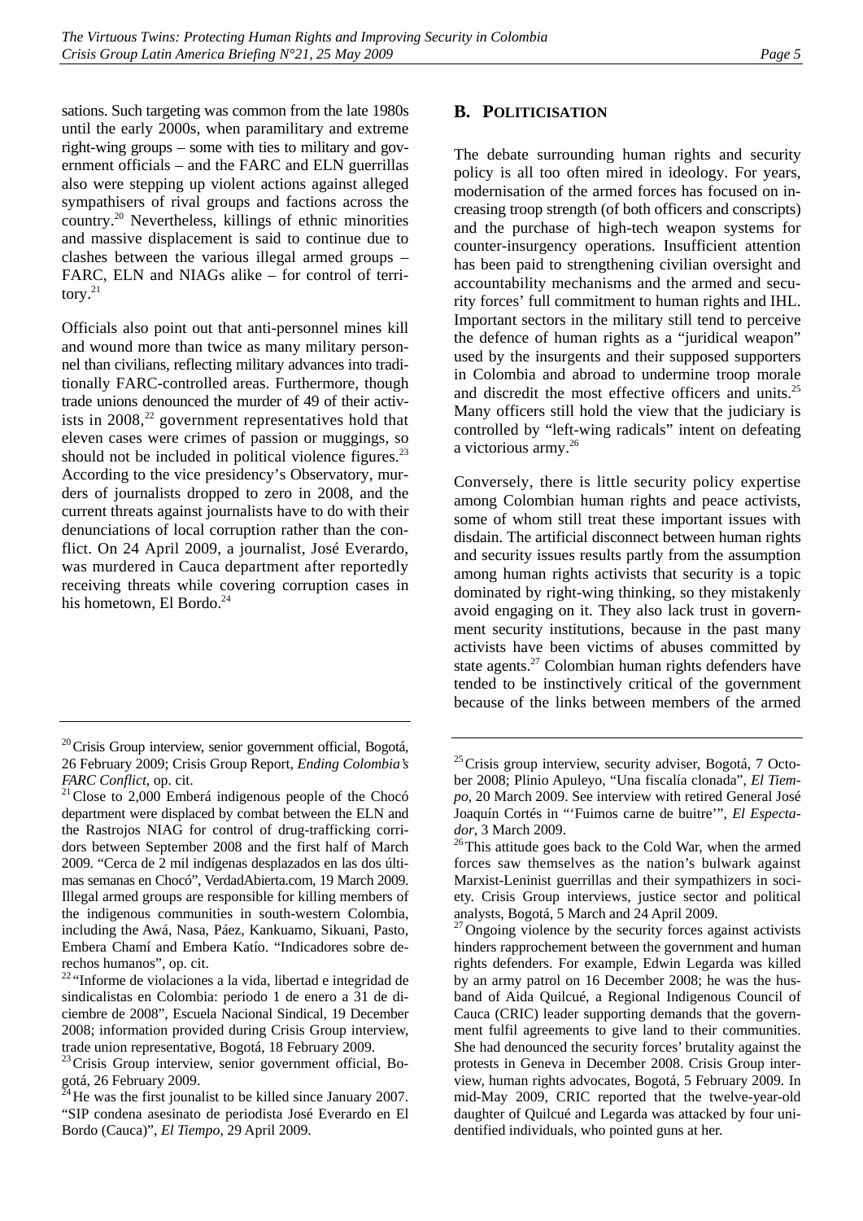sations. Such targeting was common from the late 1980s until the early 2000s, when paramilitary and extreme right-wing groups – some with ties to military and government officials – and the FARC and ELN guerrillas also were stepping up violent actions against alleged sympathisers of rival groups and factions across the country.[20] Nevertheless, killings of ethnic minorities and massive displacement is said to continue due to clashes between the various illegal armed groups – FARC, ELN and NIAGs alike – for control of territory.[21]

Officials also point out that anti-personnel mines kill and wound more than twice as many military personnel than civilians, reflecting military advances into traditionally FARC-controlled areas. Furthermore, though trade unions denounced the murder of 49 of their activists in 2008,[22] government representatives hold that eleven cases were crimes of passion or muggings, so should not be included in political violence figures.[23] According to the vice presidency's Observatory, murders of journalists dropped to zero in 2008, and the current threats against journalists have to do with their denunciations of local corruption rather than the conflict. On 24 April 2009, a journalist, José Everardo, was murdered in Cauca department after reportedly receiving threats while covering corruption cases in his hometown, El Bordo.[24]

## B. POLITICISATION

The debate surrounding human rights and security policy is all too often mired in ideology. For years, modernisation of the armed forces has focused on increasing troop strength (of both officers and conscripts) and the purchase of high-tech weapon systems for counter-insurgency operations. Insufficient attention has been paid to strengthening civilian oversight and accountability mechanisms and the armed and security forces' full commitment to human rights and IHL. Important sectors in the military still tend to perceive the defence of human rights as a "juridical weapon" used by the insurgents and their supposed supporters in Colombia and abroad to undermine troop morale and discredit the most effective officers and units.[25] Many officers still hold the view that the judiciary is controlled by "left-wing radicals" intent on defeating a victorious army.[26]

Conversely, there is little security policy expertise among Colombian human rights and peace activists, some of whom still treat these important issues with disdain. The artificial disconnect between human rights and security issues results partly from the assumption among human rights activists that security is a topic dominated by right-wing thinking, so they mistakenly avoid engaging on it. They also lack trust in government security institutions, because in the past many activists have been victims of abuses committed by state agents.[27] Colombian human rights defenders have tended to be instinctively critical of the government because of the links between members of the armed

---

[20] Crisis Group interview, senior government official, Bogotá, 26 February 2009; Crisis Group Report, *Ending Colombia's FARC Conflict*, op. cit.

[21] Close to 2,000 Emberá indigenous people of the Chocó department were displaced by combat between the ELN and the Rastrojos NIAG for control of drug-trafficking corridors between September 2008 and the first half of March 2009. "Cerca de 2 mil indígenas desplazados en las dos últimas semanas en Chocó", VerdadAbierta.com, 19 March 2009. Illegal armed groups are responsible for killing members of the indigenous communities in south-western Colombia, including the Awá, Nasa, Páez, Kankuamo, Sikuani, Pasto, Embera Chamí and Embera Katío. "Indicadores sobre derechos humanos", op. cit.

[22] "Informe de violaciones a la vida, libertad e integridad de sindicalistas en Colombia: periodo 1 de enero a 31 de diciembre de 2008", Escuela Nacional Sindical, 19 December 2008; information provided during Crisis Group interview, trade union representative, Bogotá, 18 February 2009.

[23] Crisis Group interview, senior government official, Bogotá, 26 February 2009.

[24] He was the first jounalist to be killed since January 2007. "SIP condena asesinato de periodista José Everardo en El Bordo (Cauca)", *El Tiempo*, 29 April 2009.

[25] Crisis group interview, security adviser, Bogotá, 7 October 2008; Plinio Apuleyo, "Una fiscalía clonada", *El Tiempo*, 20 March 2009. See interview with retired General José Joaquín Cortés in "'Fuimos carne de buitre'", *El Espectador*, 3 March 2009.

[26] This attitude goes back to the Cold War, when the armed forces saw themselves as the nation's bulwark against Marxist-Leninist guerrillas and their sympathizers in society. Crisis Group interviews, justice sector and political analysts, Bogotá, 5 March and 24 April 2009.

[27] Ongoing violence by the security forces against activists hinders rapprochement between the government and human rights defenders. For example, Edwin Legarda was killed by an army patrol on 16 December 2008; he was the husband of Aida Quilcué, a Regional Indigenous Council of Cauca (CRIC) leader supporting demands that the government fulfil agreements to give land to their communities. She had denounced the security forces' brutality against the protests in Geneva in December 2008. Crisis Group interview, human rights advocates, Bogotá, 5 February 2009. In mid-May 2009, CRIC reported that the twelve-year-old daughter of Quilcué and Legarda was attacked by four unidentified individuals, who pointed guns at her.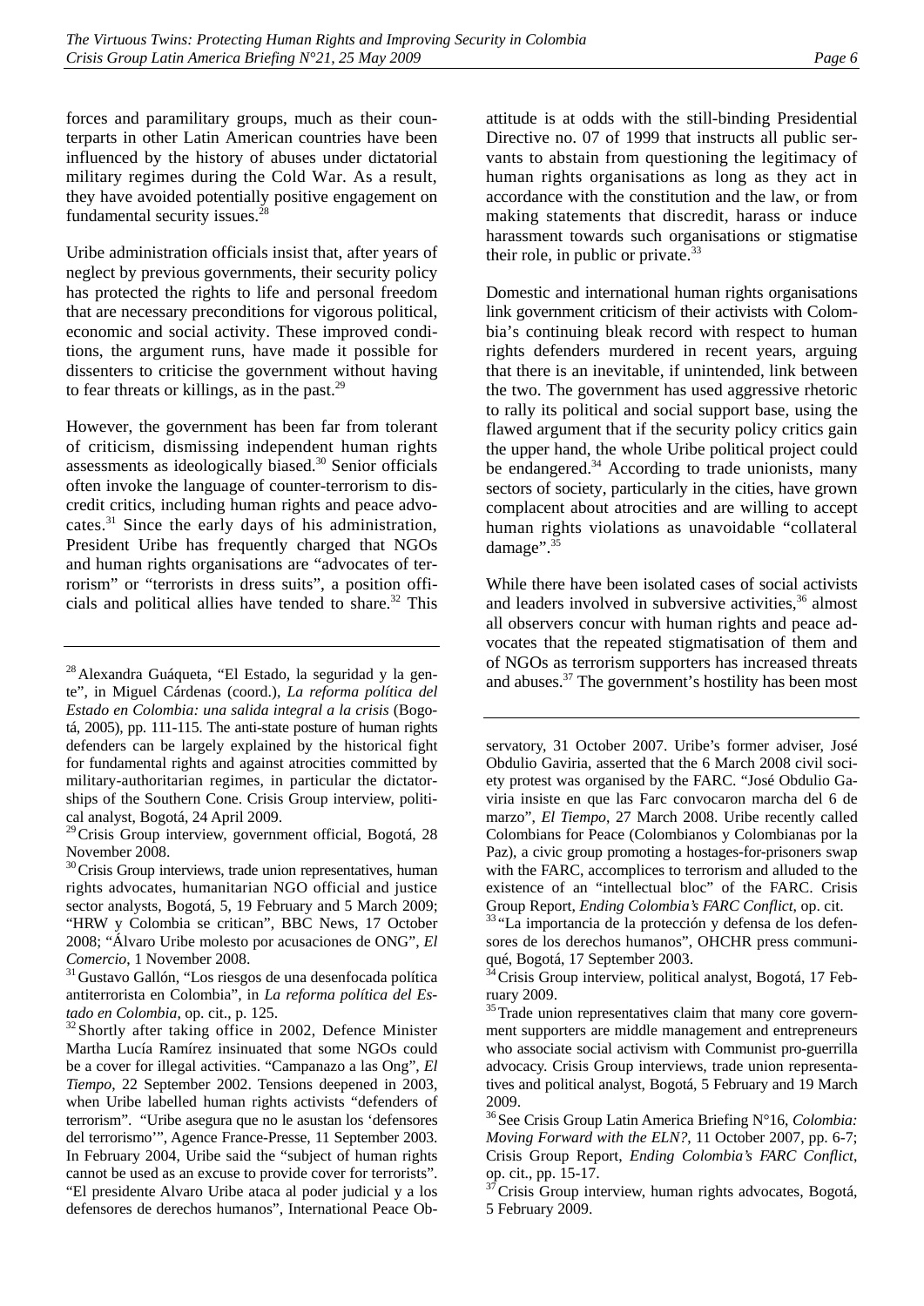forces and paramilitary groups, much as their counterparts in other Latin American countries have been influenced by the history of abuses under dictatorial military regimes during the Cold War. As a result, they have avoided potentially positive engagement on fundamental security issues.[28]

Uribe administration officials insist that, after years of neglect by previous governments, their security policy has protected the rights to life and personal freedom that are necessary preconditions for vigorous political, economic and social activity. These improved conditions, the argument runs, have made it possible for dissenters to criticise the government without having to fear threats or killings, as in the past.[29]

However, the government has been far from tolerant of criticism, dismissing independent human rights assessments as ideologically biased.[30] Senior officials often invoke the language of counter-terrorism to discredit critics, including human rights and peace advocates.[31] Since the early days of his administration, President Uribe has frequently charged that NGOs and human rights organisations are "advocates of terrorism" or "terrorists in dress suits", a position officials and political allies have tended to share.[32] This attitude is at odds with the still-binding Presidential Directive no. 07 of 1999 that instructs all public servants to abstain from questioning the legitimacy of human rights organisations as long as they act in accordance with the constitution and the law, or from making statements that discredit, harass or induce harassment towards such organisations or stigmatise their role, in public or private.[33]

Domestic and international human rights organisations link government criticism of their activists with Colombia's continuing bleak record with respect to human rights defenders murdered in recent years, arguing that there is an inevitable, if unintended, link between the two. The government has used aggressive rhetoric to rally its political and social support base, using the flawed argument that if the security policy critics gain the upper hand, the whole Uribe political project could be endangered.[34] According to trade unionists, many sectors of society, particularly in the cities, have grown complacent about atrocities and are willing to accept human rights violations as unavoidable "collateral damage".[35]

While there have been isolated cases of social activists and leaders involved in subversive activities,[36] almost all observers concur with human rights and peace advocates that the repeated stigmatisation of them and of NGOs as terrorism supporters has increased threats and abuses.[37] The government's hostility has been most

---

[28] Alexandra Guáqueta, "El Estado, la seguridad y la gente", in Miguel Cárdenas (coord.), *La reforma política del Estado en Colombia: una salida integral a la crisis* (Bogotá, 2005), pp. 111-115. The anti-state posture of human rights defenders can be largely explained by the historical fight for fundamental rights and against atrocities committed by military-authoritarian regimes, in particular the dictatorships of the Southern Cone. Crisis Group interview, political analyst, Bogotá, 24 April 2009.

[29] Crisis Group interview, government official, Bogotá, 28 November 2008.

[30] Crisis Group interviews, trade union representatives, human rights advocates, humanitarian NGO official and justice sector analysts, Bogotá, 5, 19 February and 5 March 2009; "HRW y Colombia se critican", BBC News, 17 October 2008; "Álvaro Uribe molesto por acusaciones de ONG", *El Comercio*, 1 November 2008.

[31] Gustavo Gallón, "Los riesgos de una desenfocada política antiterrorista en Colombia", in *La reforma política del Estado en Colombia*, op. cit., p. 125.

[32] Shortly after taking office in 2002, Defence Minister Martha Lucía Ramírez insinuated that some NGOs could be a cover for illegal activities. "Campanazo a las Ong", *El Tiempo*, 22 September 2002. Tensions deepened in 2003, when Uribe labelled human rights activists "defenders of terrorism". "Uribe asegura que no le asustan los 'defensores del terrorismo'", Agence France-Presse, 11 September 2003. In February 2004, Uribe said the "subject of human rights cannot be used as an excuse to provide cover for terrorists". "El presidente Alvaro Uribe ataca al poder judicial y a los defensores de derechos humanos", International Peace Observatory, 31 October 2007. Uribe's former adviser, José Obdulio Gaviria, asserted that the 6 March 2008 civil society protest was organised by the FARC. "José Obdulio Gaviria insiste en que las Farc convocaron marcha del 6 de marzo", *El Tiempo*, 27 March 2008. Uribe recently called Colombians for Peace (Colombianos y Colombianas por la Paz), a civic group promoting a hostages-for-prisoners swap with the FARC, accomplices to terrorism and alluded to the existence of an "intellectual bloc" of the FARC. Crisis Group Report, *Ending Colombia's FARC Conflict*, op. cit.

[33] "La importancia de la protección y defensa de los defensores de los derechos humanos", OHCHR press communiqué, Bogotá, 17 September 2003.

[34] Crisis Group interview, political analyst, Bogotá, 17 February 2009.

[35] Trade union representatives claim that many core government supporters are middle management and entrepreneurs who associate social activism with Communist pro-guerrilla advocacy. Crisis Group interviews, trade union representatives and political analyst, Bogotá, 5 February and 19 March 2009.

[36] See Crisis Group Latin America Briefing N°16, *Colombia: Moving Forward with the ELN?*, 11 October 2007, pp. 6-7; Crisis Group Report, *Ending Colombia's FARC Conflict*, op. cit., pp. 15-17.

[37] Crisis Group interview, human rights advocates, Bogotá, 5 February 2009.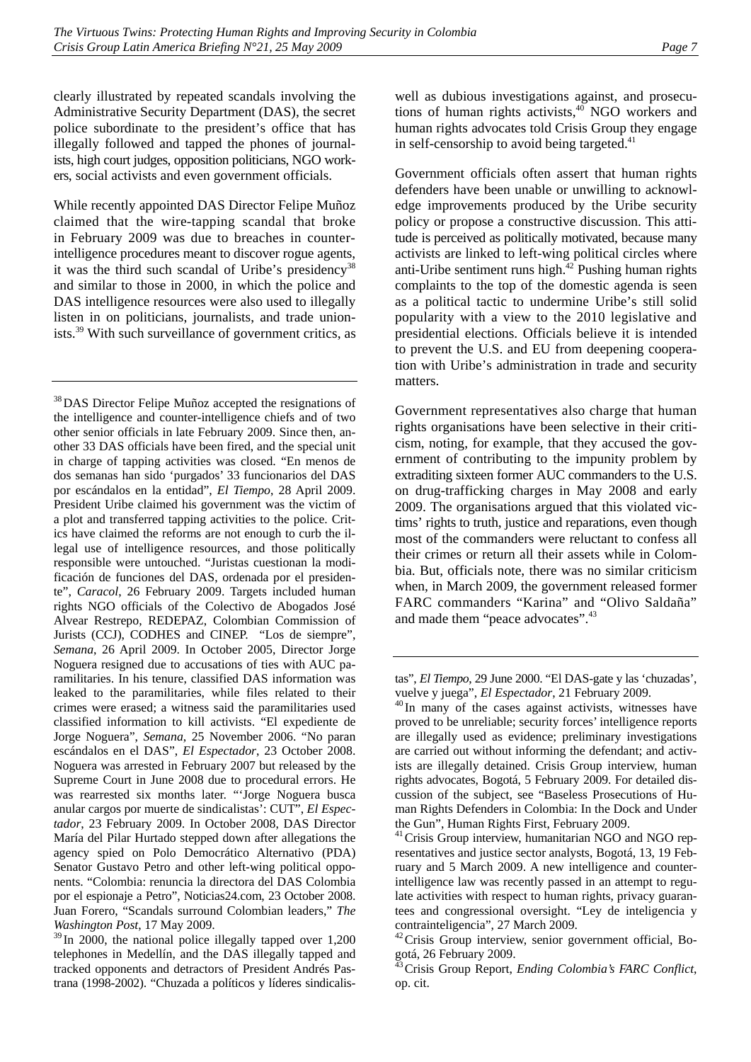clearly illustrated by repeated scandals involving the Administrative Security Department (DAS), the secret police subordinate to the president's office that has illegally followed and tapped the phones of journalists, high court judges, opposition politicians, NGO workers, social activists and even government officials.

While recently appointed DAS Director Felipe Muñoz claimed that the wire-tapping scandal that broke in February 2009 was due to breaches in counter-intelligence procedures meant to discover rogue agents, it was the third such scandal of Uribe's presidency[38] and similar to those in 2000, in which the police and DAS intelligence resources were also used to illegally listen in on politicians, journalists, and trade unionists.[39] With such surveillance of government critics, as well as dubious investigations against, and prosecutions of human rights activists,[40] NGO workers and human rights advocates told Crisis Group they engage in self-censorship to avoid being targeted.[41]

Government officials often assert that human rights defenders have been unable or unwilling to acknowledge improvements produced by the Uribe security policy or propose a constructive discussion. This attitude is perceived as politically motivated, because many activists are linked to left-wing political circles where anti-Uribe sentiment runs high.[42] Pushing human rights complaints to the top of the domestic agenda is seen as a political tactic to undermine Uribe's still solid popularity with a view to the 2010 legislative and presidential elections. Officials believe it is intended to prevent the U.S. and EU from deepening cooperation with Uribe's administration in trade and security matters.

Government representatives also charge that human rights organisations have been selective in their criticism, noting, for example, that they accused the government of contributing to the impunity problem by extraditing sixteen former AUC commanders to the U.S. on drug-trafficking charges in May 2008 and early 2009. The organisations argued that this violated victims' rights to truth, justice and reparations, even though most of the commanders were reluctant to confess all their crimes or return all their assets while in Colombia. But, officials note, there was no similar criticism when, in March 2009, the government released former FARC commanders "Karina" and "Olivo Saldaña" and made them "peace advocates".[43]

---

[38] DAS Director Felipe Muñoz accepted the resignations of the intelligence and counter-intelligence chiefs and of two other senior officials in late February 2009. Since then, another 33 DAS officials have been fired, and the special unit in charge of tapping activities was closed. "En menos de dos semanas han sido 'purgados' 33 funcionarios del DAS por escándalos en la entidad", *El Tiempo*, 28 April 2009. President Uribe claimed his government was the victim of a plot and transferred tapping activities to the police. Critics have claimed the reforms are not enough to curb the illegal use of intelligence resources, and those politically responsible were untouched. "Juristas cuestionan la modificación de funciones del DAS, ordenada por el presidente", *Caracol*, 26 February 2009. Targets included human rights NGO officials of the Colectivo de Abogados José Alvear Restrepo, REDEPAZ, Colombian Commission of Jurists (CCJ), CODHES and CINEP. "Los de siempre", *Semana*, 26 April 2009. In October 2005, Director Jorge Noguera resigned due to accusations of ties with AUC paramilitaries. In his tenure, classified DAS information was leaked to the paramilitaries, while files related to their crimes were erased; a witness said the paramilitaries used classified information to kill activists. "El expediente de Jorge Noguera", *Semana*, 25 November 2006. "No paran escándalos en el DAS", *El Espectador*, 23 October 2008. Noguera was arrested in February 2007 but released by the Supreme Court in June 2008 due to procedural errors. He was rearrested six months later. "'Jorge Noguera busca anular cargos por muerte de sindicalistas': CUT", *El Espectador*, 23 February 2009. In October 2008, DAS Director María del Pilar Hurtado stepped down after allegations the agency spied on Polo Democrático Alternativo (PDA) Senator Gustavo Petro and other left-wing political opponents. "Colombia: renuncia la directora del DAS Colombia por el espionaje a Petro", Noticias24.com, 23 October 2008. Juan Forero, "Scandals surround Colombian leaders," *The Washington Post*, 17 May 2009.

[39] In 2000, the national police illegally tapped over 1,200 telephones in Medellín, and the DAS illegally tapped and tracked opponents and detractors of President Andrés Pastrana (1998-2002). "Chuzada a políticos y líderes sindicalistas", *El Tiempo*, 29 June 2000. "El DAS-gate y las 'chuzadas', vuelve y juega", *El Espectador*, 21 February 2009.

[40] In many of the cases against activists, witnesses have proved to be unreliable; security forces' intelligence reports are illegally used as evidence; preliminary investigations are carried out without informing the defendant; and activists are illegally detained. Crisis Group interview, human rights advocates, Bogotá, 5 February 2009. For detailed discussion of the subject, see "Baseless Prosecutions of Human Rights Defenders in Colombia: In the Dock and Under the Gun", Human Rights First, February 2009.

[41] Crisis Group interview, humanitarian NGO and NGO representatives and justice sector analysts, Bogotá, 13, 19 February and 5 March 2009. A new intelligence and counter-intelligence law was recently passed in an attempt to regulate activities with respect to human rights, privacy guarantees and congressional oversight. "Ley de inteligencia y contrainteligencia", 27 March 2009.

[42] Crisis Group interview, senior government official, Bogotá, 26 February 2009.

[43] Crisis Group Report, *Ending Colombia's FARC Conflict*, op. cit.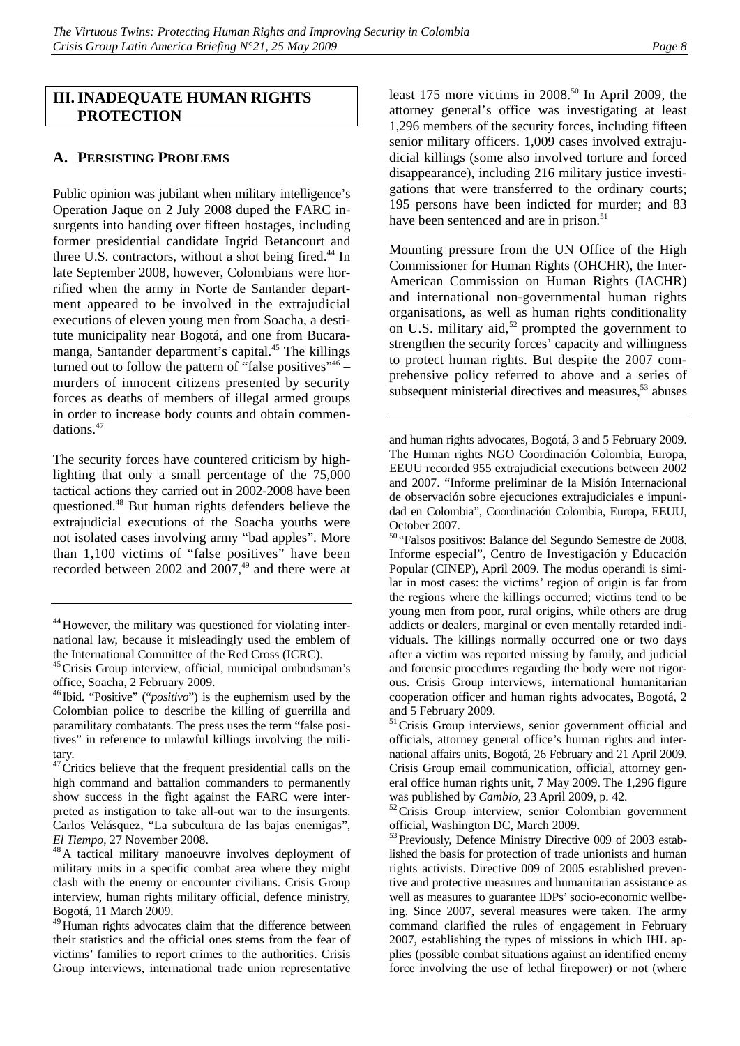## III. INADEQUATE HUMAN RIGHTS PROTECTION

### A. PERSISTING PROBLEMS

Public opinion was jubilant when military intelligence's Operation Jaque on 2 July 2008 duped the FARC insurgents into handing over fifteen hostages, including former presidential candidate Ingrid Betancourt and three U.S. contractors, without a shot being fired.[44] In late September 2008, however, Colombians were horrified when the army in Norte de Santander department appeared to be involved in the extrajudicial executions of eleven young men from Soacha, a destitute municipality near Bogotá, and one from Bucaramanga, Santander department's capital.[45] The killings turned out to follow the pattern of "false positives"[46] – murders of innocent citizens presented by security forces as deaths of members of illegal armed groups in order to increase body counts and obtain commendations.[47]

The security forces have countered criticism by highlighting that only a small percentage of the 75,000 tactical actions they carried out in 2002-2008 have been questioned.[48] But human rights defenders believe the extrajudicial executions of the Soacha youths were not isolated cases involving army "bad apples". More than 1,100 victims of "false positives" have been recorded between 2002 and 2007,[49] and there were at least 175 more victims in 2008.[50] In April 2009, the attorney general's office was investigating at least 1,296 members of the security forces, including fifteen senior military officers. 1,009 cases involved extrajudicial killings (some also involved torture and forced disappearance), including 216 military justice investigations that were transferred to the ordinary courts; 195 persons have been indicted for murder; and 83 have been sentenced and are in prison.[51]

Mounting pressure from the UN Office of the High Commissioner for Human Rights (OHCHR), the Inter-American Commission on Human Rights (IACHR) and international non-governmental human rights organisations, as well as human rights conditionality on U.S. military aid,[52] prompted the government to strengthen the security forces' capacity and willingness to protect human rights. But despite the 2007 comprehensive policy referred to above and a series of subsequent ministerial directives and measures,[53] abuses

---

[44] However, the military was questioned for violating international law, because it misleadingly used the emblem of the International Committee of the Red Cross (ICRC).

[45] Crisis Group interview, official, municipal ombudsman's office, Soacha, 2 February 2009.

[46] Ibid. "Positive" ("*positivo*") is the euphemism used by the Colombian police to describe the killing of guerrilla and paramilitary combatants. The press uses the term "false positives" in reference to unlawful killings involving the military.

[47] Critics believe that the frequent presidential calls on the high command and battalion commanders to permanently show success in the fight against the FARC were interpreted as instigation to take all-out war to the insurgents. Carlos Velásquez, "La subcultura de las bajas enemigas", *El Tiempo*, 27 November 2008.

[48] A tactical military manoeuvre involves deployment of military units in a specific combat area where they might clash with the enemy or encounter civilians. Crisis Group interview, human rights military official, defence ministry, Bogotá, 11 March 2009.

[49] Human rights advocates claim that the difference between their statistics and the official ones stems from the fear of victims' families to report crimes to the authorities. Crisis Group interviews, international trade union representative and human rights advocates, Bogotá, 3 and 5 February 2009. The Human rights NGO Coordinación Colombia, Europa, EEUU recorded 955 extrajudicial executions between 2002 and 2007. "Informe preliminar de la Misión Internacional de observación sobre ejecuciones extrajudiciales e impunidad en Colombia", Coordinación Colombia, Europa, EEUU, October 2007.

[50] "Falsos positivos: Balance del Segundo Semestre de 2008. Informe especial", Centro de Investigación y Educación Popular (CINEP), April 2009. The modus operandi is similar in most cases: the victims' region of origin is far from the regions where the killings occurred; victims tend to be young men from poor, rural origins, while others are drug addicts or dealers, marginal or even mentally retarded individuals. The killings normally occurred one or two days after a victim was reported missing by family, and judicial and forensic procedures regarding the body were not rigorous. Crisis Group interviews, international humanitarian cooperation officer and human rights advocates, Bogotá, 2 and 5 February 2009.

[51] Crisis Group interviews, senior government official and officials, attorney general office's human rights and international affairs units, Bogotá, 26 February and 21 April 2009. Crisis Group email communication, official, attorney general office human rights unit, 7 May 2009. The 1,296 figure was published by *Cambio*, 23 April 2009, p. 42.

[52] Crisis Group interview, senior Colombian government official, Washington DC, March 2009.

[53] Previously, Defence Ministry Directive 009 of 2003 established the basis for protection of trade unionists and human rights activists. Directive 009 of 2005 established preventive and protective measures and humanitarian assistance as well as measures to guarantee IDPs' socio-economic wellbeing. Since 2007, several measures were taken. The army command clarified the rules of engagement in February 2007, establishing the types of missions in which IHL applies (possible combat situations against an identified enemy force involving the use of lethal firepower) or not (where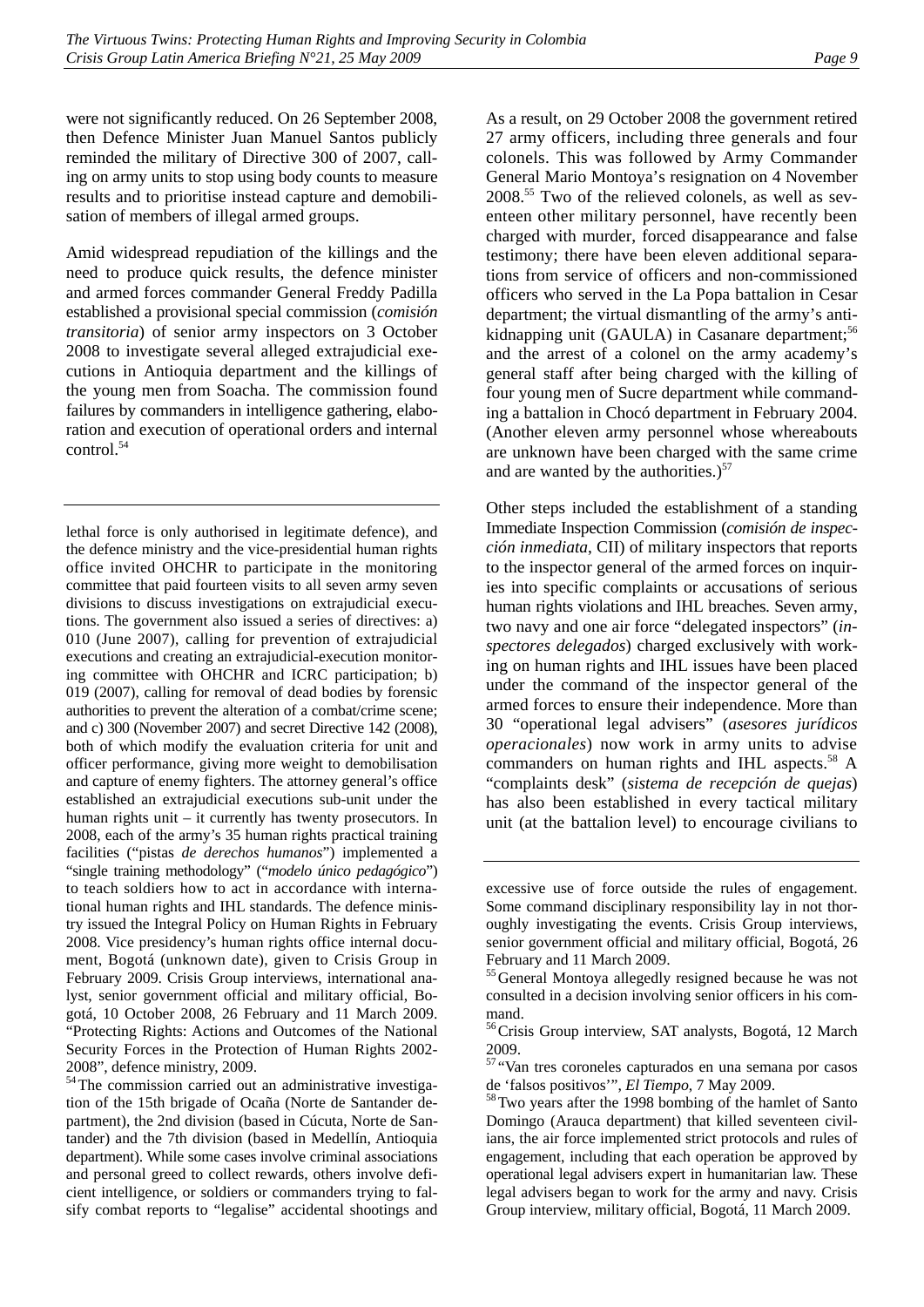were not significantly reduced. On 26 September 2008, then Defence Minister Juan Manuel Santos publicly reminded the military of Directive 300 of 2007, calling on army units to stop using body counts to measure results and to prioritise instead capture and demobilisation of members of illegal armed groups.

Amid widespread repudiation of the killings and the need to produce quick results, the defence minister and armed forces commander General Freddy Padilla established a provisional special commission (*comisión transitoria*) of senior army inspectors on 3 October 2008 to investigate several alleged extrajudicial executions in Antioquia department and the killings of the young men from Soacha. The commission found failures by commanders in intelligence gathering, elaboration and execution of operational orders and internal control.[54]

As a result, on 29 October 2008 the government retired 27 army officers, including three generals and four colonels. This was followed by Army Commander General Mario Montoya's resignation on 4 November 2008.[55] Two of the relieved colonels, as well as seventeen other military personnel, have recently been charged with murder, forced disappearance and false testimony; there have been eleven additional separations from service of officers and non-commissioned officers who served in the La Popa battalion in Cesar department; the virtual dismantling of the army's anti-kidnapping unit (GAULA) in Casanare department;[56] and the arrest of a colonel on the army academy's general staff after being charged with the killing of four young men of Sucre department while commanding a battalion in Chocó department in February 2004. (Another eleven army personnel whose whereabouts are unknown have been charged with the same crime and are wanted by the authorities.)[57]

Other steps included the establishment of a standing Immediate Inspection Commission (*comisión de inspección inmediata*, CII) of military inspectors that reports to the inspector general of the armed forces on inquiries into specific complaints or accusations of serious human rights violations and IHL breaches. Seven army, two navy and one air force "delegated inspectors" (*inspectores delegados*) charged exclusively with working on human rights and IHL issues have been placed under the command of the inspector general of the armed forces to ensure their independence. More than 30 "operational legal advisers" (*asesores jurídicos operacionales*) now work in army units to advise commanders on human rights and IHL aspects.[58] A "complaints desk" (*sistema de recepción de quejas*) has also been established in every tactical military unit (at the battalion level) to encourage civilians to

---

lethal force is only authorised in legitimate defence), and the defence ministry and the vice-presidential human rights office invited OHCHR to participate in the monitoring committee that paid fourteen visits to all seven army seven divisions to discuss investigations on extrajudicial executions. The government also issued a series of directives: a) 010 (June 2007), calling for prevention of extrajudicial executions and creating an extrajudicial-execution monitoring committee with OHCHR and ICRC participation; b) 019 (2007), calling for removal of dead bodies by forensic authorities to prevent the alteration of a combat/crime scene; and c) 300 (November 2007) and secret Directive 142 (2008), both of which modify the evaluation criteria for unit and officer performance, giving more weight to demobilisation and capture of enemy fighters. The attorney general's office established an extrajudicial executions sub-unit under the human rights unit – it currently has twenty prosecutors. In 2008, each of the army's 35 human rights practical training facilities ("pistas *de derechos humanos*") implemented a "single training methodology" ("*modelo único pedagógico*") to teach soldiers how to act in accordance with international human rights and IHL standards. The defence ministry issued the Integral Policy on Human Rights in February 2008. Vice presidency's human rights office internal document, Bogotá (unknown date), given to Crisis Group in February 2009. Crisis Group interviews, international analyst, senior government official and military official, Bogotá, 10 October 2008, 26 February and 11 March 2009. "Protecting Rights: Actions and Outcomes of the National Security Forces in the Protection of Human Rights 2002-2008", defence ministry, 2009.

[54] The commission carried out an administrative investigation of the 15th brigade of Ocaña (Norte de Santander department), the 2nd division (based in Cúcuta, Norte de Santander) and the 7th division (based in Medellín, Antioquia department). While some cases involve criminal associations and personal greed to collect rewards, others involve deficient intelligence, or soldiers or commanders trying to falsify combat reports to "legalise" accidental shootings and excessive use of force outside the rules of engagement. Some command disciplinary responsibility lay in not thoroughly investigating the events. Crisis Group interviews, senior government official and military official, Bogotá, 26 February and 11 March 2009.

[55] General Montoya allegedly resigned because he was not consulted in a decision involving senior officers in his command.

[56] Crisis Group interview, SAT analysts, Bogotá, 12 March 2009.

[57] "Van tres coroneles capturados en una semana por casos de 'falsos positivos'", *El Tiempo*, 7 May 2009.

[58] Two years after the 1998 bombing of the hamlet of Santo Domingo (Arauca department) that killed seventeen civilians, the air force implemented strict protocols and rules of engagement, including that each operation be approved by operational legal advisers expert in humanitarian law. These legal advisers began to work for the army and navy. Crisis Group interview, military official, Bogotá, 11 March 2009.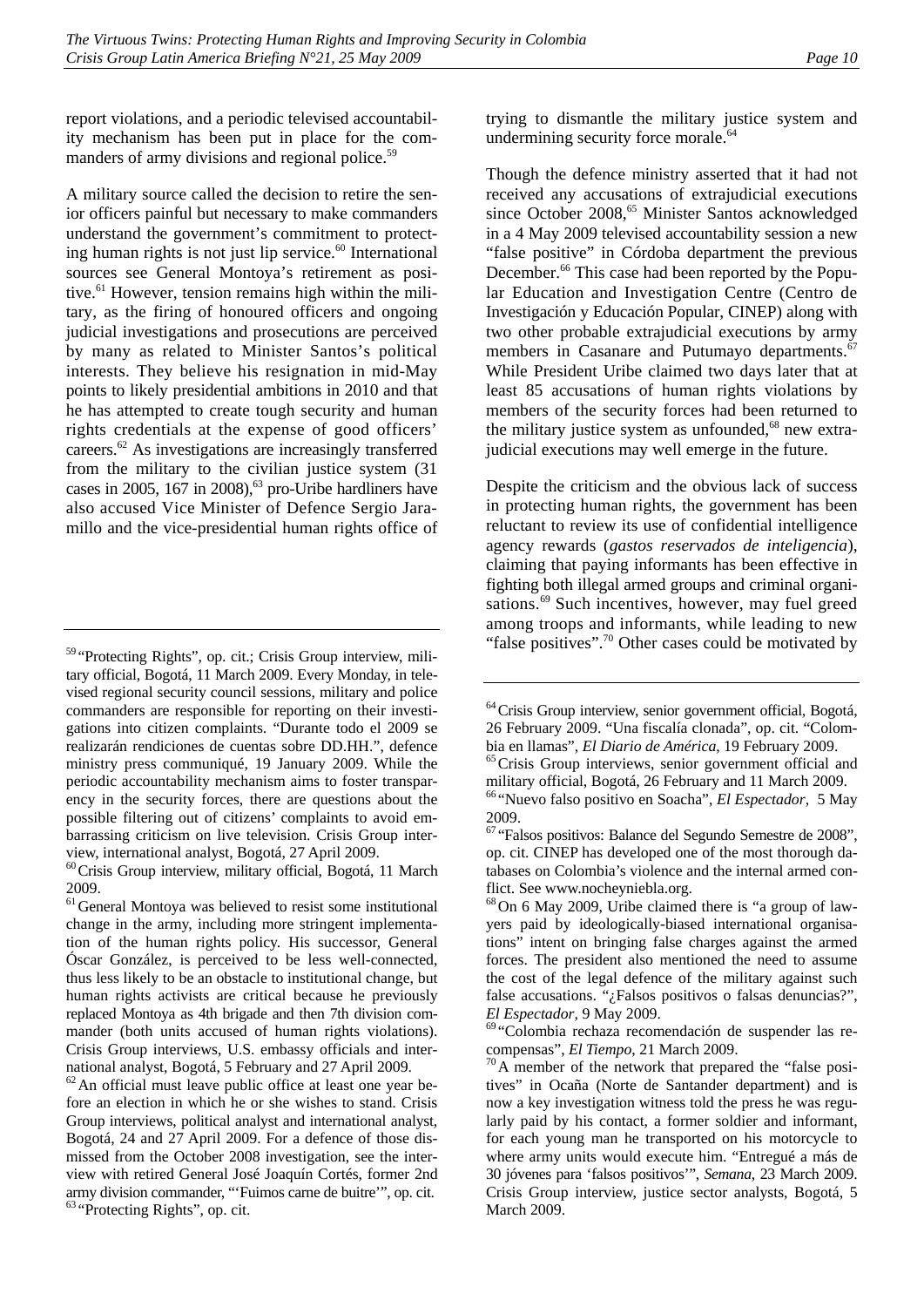report violations, and a periodic televised accountability mechanism has been put in place for the commanders of army divisions and regional police.[59]

A military source called the decision to retire the senior officers painful but necessary to make commanders understand the government's commitment to protecting human rights is not just lip service.[60] International sources see General Montoya's retirement as positive.[61] However, tension remains high within the military, as the firing of honoured officers and ongoing judicial investigations and prosecutions are perceived by many as related to Minister Santos's political interests. They believe his resignation in mid-May points to likely presidential ambitions in 2010 and that he has attempted to create tough security and human rights credentials at the expense of good officers' careers.[62] As investigations are increasingly transferred from the military to the civilian justice system (31 cases in 2005, 167 in 2008),[63] pro-Uribe hardliners have also accused Vice Minister of Defence Sergio Jaramillo and the vice-presidential human rights office of trying to dismantle the military justice system and undermining security force morale.[64]

Though the defence ministry asserted that it had not received any accusations of extrajudicial executions since October 2008,[65] Minister Santos acknowledged in a 4 May 2009 televised accountability session a new "false positive" in Córdoba department the previous December.[66] This case had been reported by the Popular Education and Investigation Centre (Centro de Investigación y Educación Popular, CINEP) along with two other probable extrajudicial executions by army members in Casanare and Putumayo departments.[67] While President Uribe claimed two days later that at least 85 accusations of human rights violations by members of the security forces had been returned to the military justice system as unfounded,[68] new extrajudicial executions may well emerge in the future.

Despite the criticism and the obvious lack of success in protecting human rights, the government has been reluctant to review its use of confidential intelligence agency rewards (*gastos reservados de inteligencia*), claiming that paying informants has been effective in fighting both illegal armed groups and criminal organisations.[69] Such incentives, however, may fuel greed among troops and informants, while leading to new "false positives".[70] Other cases could be motivated by

---

[59] "Protecting Rights", op. cit.; Crisis Group interview, military official, Bogotá, 11 March 2009. Every Monday, in televised regional security council sessions, military and police commanders are responsible for reporting on their investigations into citizen complaints. "Durante todo el 2009 se realizarán rendiciones de cuentas sobre DD.HH.", defence ministry press communiqué, 19 January 2009. While the periodic accountability mechanism aims to foster transparency in the security forces, there are questions about the possible filtering out of citizens' complaints to avoid embarrassing criticism on live television. Crisis Group interview, international analyst, Bogotá, 27 April 2009.

[60] Crisis Group interview, military official, Bogotá, 11 March 2009.

[61] General Montoya was believed to resist some institutional change in the army, including more stringent implementation of the human rights policy. His successor, General Óscar González, is perceived to be less well-connected, thus less likely to be an obstacle to institutional change, but human rights activists are critical because he previously replaced Montoya as 4th brigade and then 7th division commander (both units accused of human rights violations). Crisis Group interviews, U.S. embassy officials and international analyst, Bogotá, 5 February and 27 April 2009.

[62] An official must leave public office at least one year before an election in which he or she wishes to stand. Crisis Group interviews, political analyst and international analyst, Bogotá, 24 and 27 April 2009. For a defence of those dismissed from the October 2008 investigation, see the interview with retired General José Joaquín Cortés, former 2nd army division commander, "'Fuimos carne de buitre'", op. cit.

[63] "Protecting Rights", op. cit.

[64] Crisis Group interview, senior government official, Bogotá, 26 February 2009. "Una fiscalía clonada", op. cit. "Colombia en llamas", *El Diario de América*, 19 February 2009.

[65] Crisis Group interviews, senior government official and military official, Bogotá, 26 February and 11 March 2009.

[66] "Nuevo falso positivo en Soacha", *El Espectador*, 5 May 2009.

[67] "Falsos positivos: Balance del Segundo Semestre de 2008", op. cit. CINEP has developed one of the most thorough databases on Colombia's violence and the internal armed conflict. See www.nocheyniebla.org.

[68] On 6 May 2009, Uribe claimed there is "a group of lawyers paid by ideologically-biased international organisations" intent on bringing false charges against the armed forces. The president also mentioned the need to assume the cost of the legal defence of the military against such false accusations. "¿Falsos positivos o falsas denuncias?", *El Espectador*, 9 May 2009.

[69] "Colombia rechaza recomendación de suspender las recompensas", *El Tiempo*, 21 March 2009.

[70] A member of the network that prepared the "false positives" in Ocaña (Norte de Santander department) and is now a key investigation witness told the press he was regularly paid by his contact, a former soldier and informant, for each young man he transported on his motorcycle to where army units would execute him. "Entregué a más de 30 jóvenes para 'falsos positivos'", *Semana*, 23 March 2009. Crisis Group interview, justice sector analysts, Bogotá, 5 March 2009.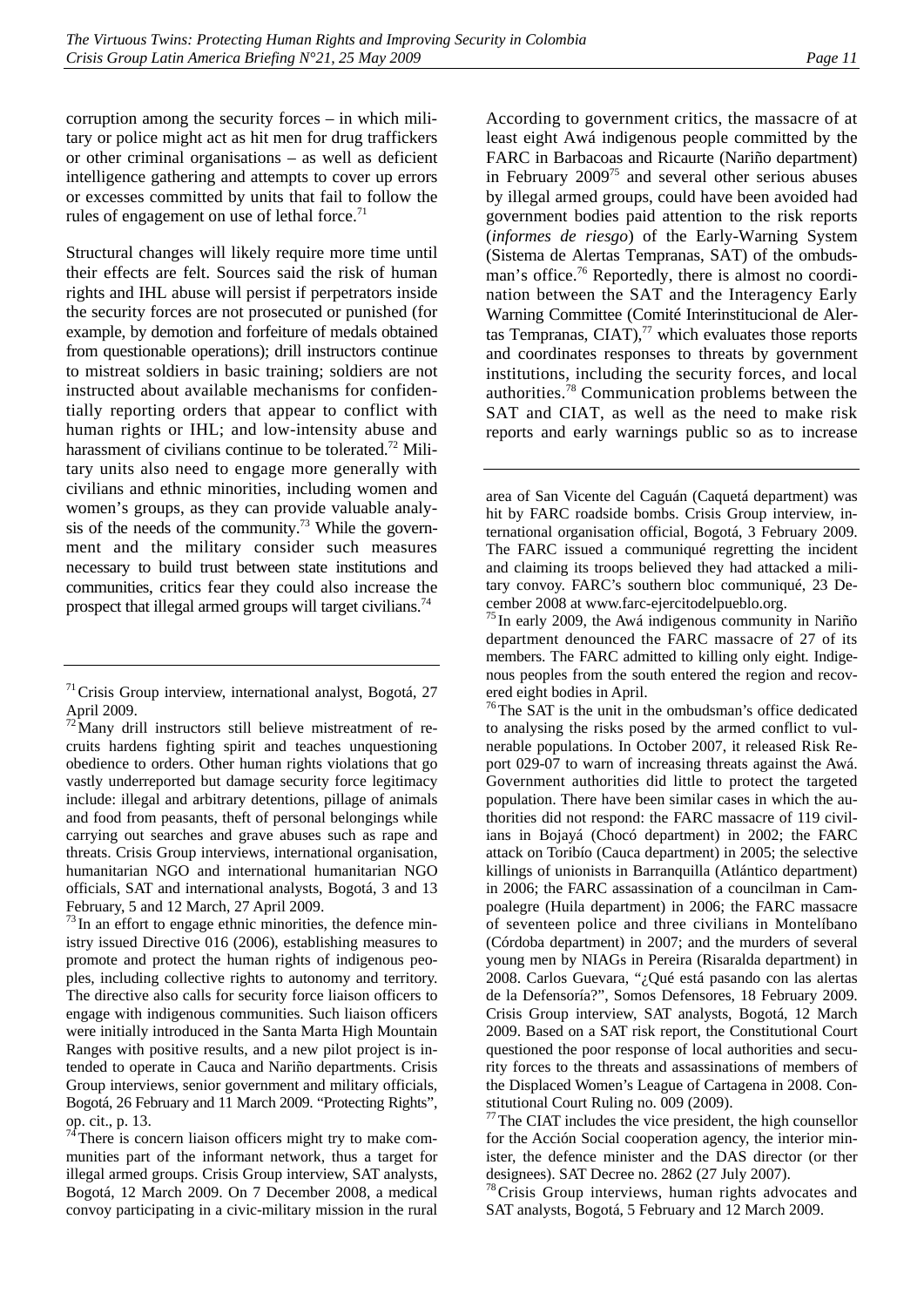corruption among the security forces – in which military or police might act as hit men for drug traffickers or other criminal organisations – as well as deficient intelligence gathering and attempts to cover up errors or excesses committed by units that fail to follow the rules of engagement on use of lethal force.[71]

Structural changes will likely require more time until their effects are felt. Sources said the risk of human rights and IHL abuse will persist if perpetrators inside the security forces are not prosecuted or punished (for example, by demotion and forfeiture of medals obtained from questionable operations); drill instructors continue to mistreat soldiers in basic training; soldiers are not instructed about available mechanisms for confidentially reporting orders that appear to conflict with human rights or IHL; and low-intensity abuse and harassment of civilians continue to be tolerated.[72] Military units also need to engage more generally with civilians and ethnic minorities, including women and women's groups, as they can provide valuable analysis of the needs of the community.[73] While the government and the military consider such measures necessary to build trust between state institutions and communities, critics fear they could also increase the prospect that illegal armed groups will target civilians.[74]

According to government critics, the massacre of at least eight Awá indigenous people committed by the FARC in Barbacoas and Ricaurte (Nariño department) in February 2009[75] and several other serious abuses by illegal armed groups, could have been avoided had government bodies paid attention to the risk reports (*informes de riesgo*) of the Early-Warning System (Sistema de Alertas Tempranas, SAT) of the ombudsman's office.[76] Reportedly, there is almost no coordination between the SAT and the Interagency Early Warning Committee (Comité Interinstitucional de Alertas Tempranas, CIAT),[77] which evaluates those reports and coordinates responses to threats by government institutions, including the security forces, and local authorities.[78] Communication problems between the SAT and CIAT, as well as the need to make risk reports and early warnings public so as to increase

---

[71] Crisis Group interview, international analyst, Bogotá, 27 April 2009.

[72] Many drill instructors still believe mistreatment of recruits hardens fighting spirit and teaches unquestioning obedience to orders. Other human rights violations that go vastly underreported but damage security force legitimacy include: illegal and arbitrary detentions, pillage of animals and food from peasants, theft of personal belongings while carrying out searches and grave abuses such as rape and threats. Crisis Group interviews, international organisation, humanitarian NGO and international humanitarian NGO officials, SAT and international analysts, Bogotá, 3 and 13 February, 5 and 12 March, 27 April 2009.

[73] In an effort to engage ethnic minorities, the defence ministry issued Directive 016 (2006), establishing measures to promote and protect the human rights of indigenous peoples, including collective rights to autonomy and territory. The directive also calls for security force liaison officers to engage with indigenous communities. Such liaison officers were initially introduced in the Santa Marta High Mountain Ranges with positive results, and a new pilot project is intended to operate in Cauca and Nariño departments. Crisis Group interviews, senior government and military officials, Bogotá, 26 February and 11 March 2009. "Protecting Rights", op. cit., p. 13.

[74] There is concern liaison officers might try to make communities part of the informant network, thus a target for illegal armed groups. Crisis Group interview, SAT analysts, Bogotá, 12 March 2009. On 7 December 2008, a medical convoy participating in a civic-military mission in the rural area of San Vicente del Caguán (Caquetá department) was hit by FARC roadside bombs. Crisis Group interview, international organisation official, Bogotá, 3 February 2009. The FARC issued a communiqué regretting the incident and claiming its troops believed they had attacked a military convoy. FARC's southern bloc communiqué, 23 December 2008 at www.farc-ejercitodelpueblo.org.

[75] In early 2009, the Awá indigenous community in Nariño department denounced the FARC massacre of 27 of its members. The FARC admitted to killing only eight. Indigenous peoples from the south entered the region and recovered eight bodies in April.

[76] The SAT is the unit in the ombudsman's office dedicated to analysing the risks posed by the armed conflict to vulnerable populations. In October 2007, it released Risk Report 029-07 to warn of increasing threats against the Awá. Government authorities did little to protect the targeted population. There have been similar cases in which the authorities did not respond: the FARC massacre of 119 civilians in Bojayá (Chocó department) in 2002; the FARC attack on Toribío (Cauca department) in 2005; the selective killings of unionists in Barranquilla (Atlántico department) in 2006; the FARC assassination of a councilman in Campoalegre (Huila department) in 2006; the FARC massacre of seventeen police and three civilians in Montelíbano (Córdoba department) in 2007; and the murders of several young men by NIAGs in Pereira (Risaralda department) in 2008. Carlos Guevara, "¿Qué está pasando con las alertas de la Defensoría?", Somos Defensores, 18 February 2009. Crisis Group interview, SAT analysts, Bogotá, 12 March 2009. Based on a SAT risk report, the Constitutional Court questioned the poor response of local authorities and security forces to the threats and assassinations of members of the Displaced Women's League of Cartagena in 2008. Constitutional Court Ruling no. 009 (2009).

[77] The CIAT includes the vice president, the high counsellor for the Acción Social cooperation agency, the interior minister, the defence minister and the DAS director (or ther designees). SAT Decree no. 2862 (27 July 2007).

[78] Crisis Group interviews, human rights advocates and SAT analysts, Bogotá, 5 February and 12 March 2009.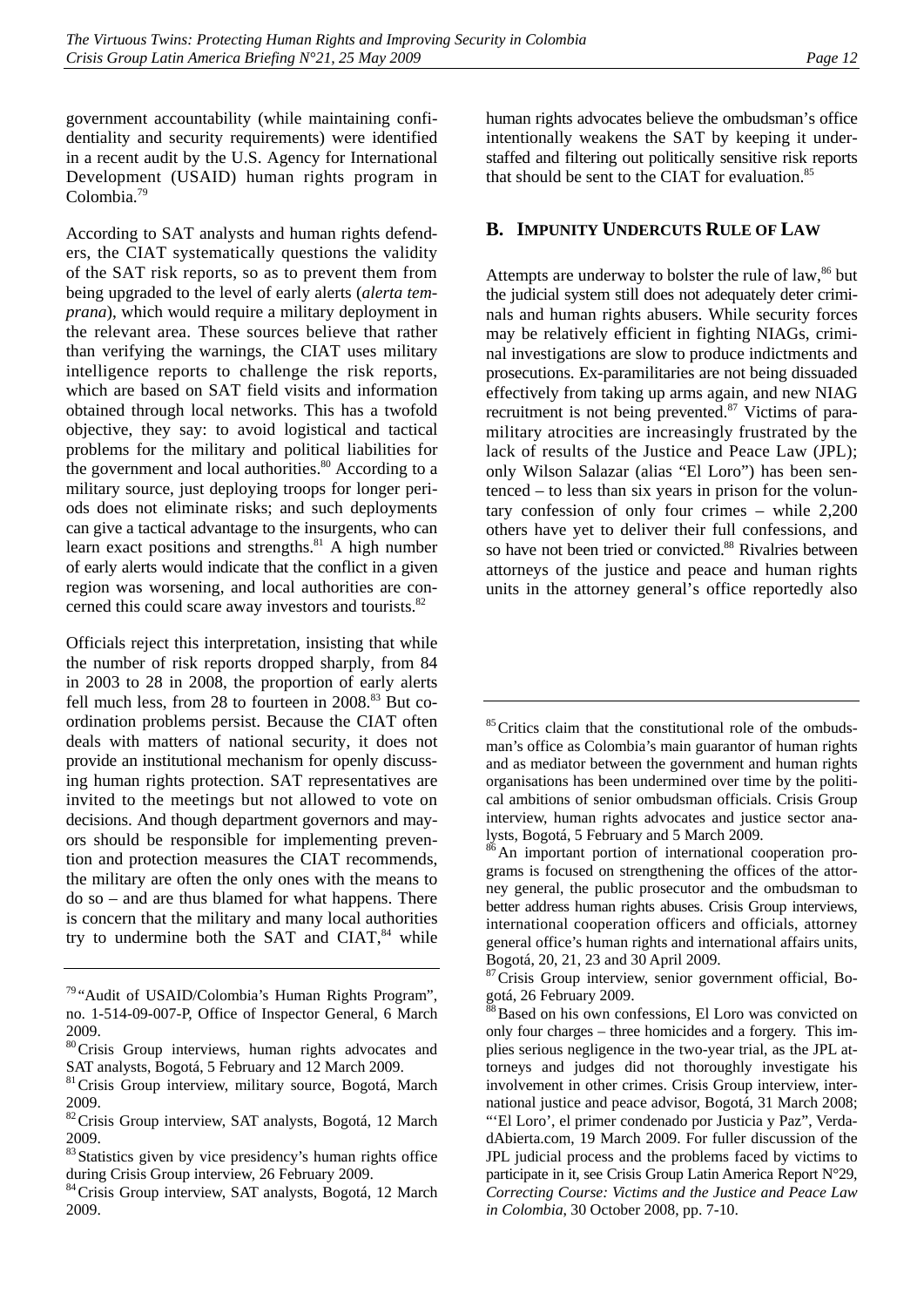government accountability (while maintaining confidentiality and security requirements) were identified in a recent audit by the U.S. Agency for International Development (USAID) human rights program in Colombia.[79]

According to SAT analysts and human rights defenders, the CIAT systematically questions the validity of the SAT risk reports, so as to prevent them from being upgraded to the level of early alerts (*alerta temprana*), which would require a military deployment in the relevant area. These sources believe that rather than verifying the warnings, the CIAT uses military intelligence reports to challenge the risk reports, which are based on SAT field visits and information obtained through local networks. This has a twofold objective, they say: to avoid logistical and tactical problems for the military and political liabilities for the government and local authorities.[80] According to a military source, just deploying troops for longer periods does not eliminate risks; and such deployments can give a tactical advantage to the insurgents, who can learn exact positions and strengths.[81] A high number of early alerts would indicate that the conflict in a given region was worsening, and local authorities are concerned this could scare away investors and tourists.[82]

Officials reject this interpretation, insisting that while the number of risk reports dropped sharply, from 84 in 2003 to 28 in 2008, the proportion of early alerts fell much less, from 28 to fourteen in 2008.[83] But coordination problems persist. Because the CIAT often deals with matters of national security, it does not provide an institutional mechanism for openly discussing human rights protection. SAT representatives are invited to the meetings but not allowed to vote on decisions. And though department governors and mayors should be responsible for implementing prevention and protection measures the CIAT recommends, the military are often the only ones with the means to do so – and are thus blamed for what happens. There is concern that the military and many local authorities try to undermine both the SAT and CIAT,[84] while human rights advocates believe the ombudsman's office intentionally weakens the SAT by keeping it understaffed and filtering out politically sensitive risk reports that should be sent to the CIAT for evaluation.[85]

## B. Impunity Undercuts Rule of Law

Attempts are underway to bolster the rule of law,[86] but the judicial system still does not adequately deter criminals and human rights abusers. While security forces may be relatively efficient in fighting NIAGs, criminal investigations are slow to produce indictments and prosecutions. Ex-paramilitaries are not being dissuaded effectively from taking up arms again, and new NIAG recruitment is not being prevented.[87] Victims of paramilitary atrocities are increasingly frustrated by the lack of results of the Justice and Peace Law (JPL); only Wilson Salazar (alias "El Loro") has been sentenced – to less than six years in prison for the voluntary confession of only four crimes – while 2,200 others have yet to deliver their full confessions, and so have not been tried or convicted.[88] Rivalries between attorneys of the justice and peace and human rights units in the attorney general's office reportedly also

---

[79] "Audit of USAID/Colombia's Human Rights Program", no. 1-514-09-007-P, Office of Inspector General, 6 March 2009.

[80] Crisis Group interviews, human rights advocates and SAT analysts, Bogotá, 5 February and 12 March 2009.

[81] Crisis Group interview, military source, Bogotá, March 2009.

[82] Crisis Group interview, SAT analysts, Bogotá, 12 March 2009.

[83] Statistics given by vice presidency's human rights office during Crisis Group interview, 26 February 2009.

[84] Crisis Group interview, SAT analysts, Bogotá, 12 March 2009.

[85] Critics claim that the constitutional role of the ombudsman's office as Colombia's main guarantor of human rights and as mediator between the government and human rights organisations has been undermined over time by the political ambitions of senior ombudsman officials. Crisis Group interview, human rights advocates and justice sector analysts, Bogotá, 5 February and 5 March 2009.

[86] An important portion of international cooperation programs is focused on strengthening the offices of the attorney general, the public prosecutor and the ombudsman to better address human rights abuses. Crisis Group interviews, international cooperation officers and officials, attorney general office's human rights and international affairs units, Bogotá, 20, 21, 23 and 30 April 2009.

[87] Crisis Group interview, senior government official, Bogotá, 26 February 2009.

[88] Based on his own confessions, El Loro was convicted on only four charges – three homicides and a forgery. This implies serious negligence in the two-year trial, as the JPL attorneys and judges did not thoroughly investigate his involvement in other crimes. Crisis Group interview, international justice and peace advisor, Bogotá, 31 March 2008; "'El Loro', el primer condenado por Justicia y Paz", VerdadAbierta.com, 19 March 2009. For fuller discussion of the JPL judicial process and the problems faced by victims to participate in it, see Crisis Group Latin America Report N°29, *Correcting Course: Victims and the Justice and Peace Law in Colombia*, 30 October 2008, pp. 7-10.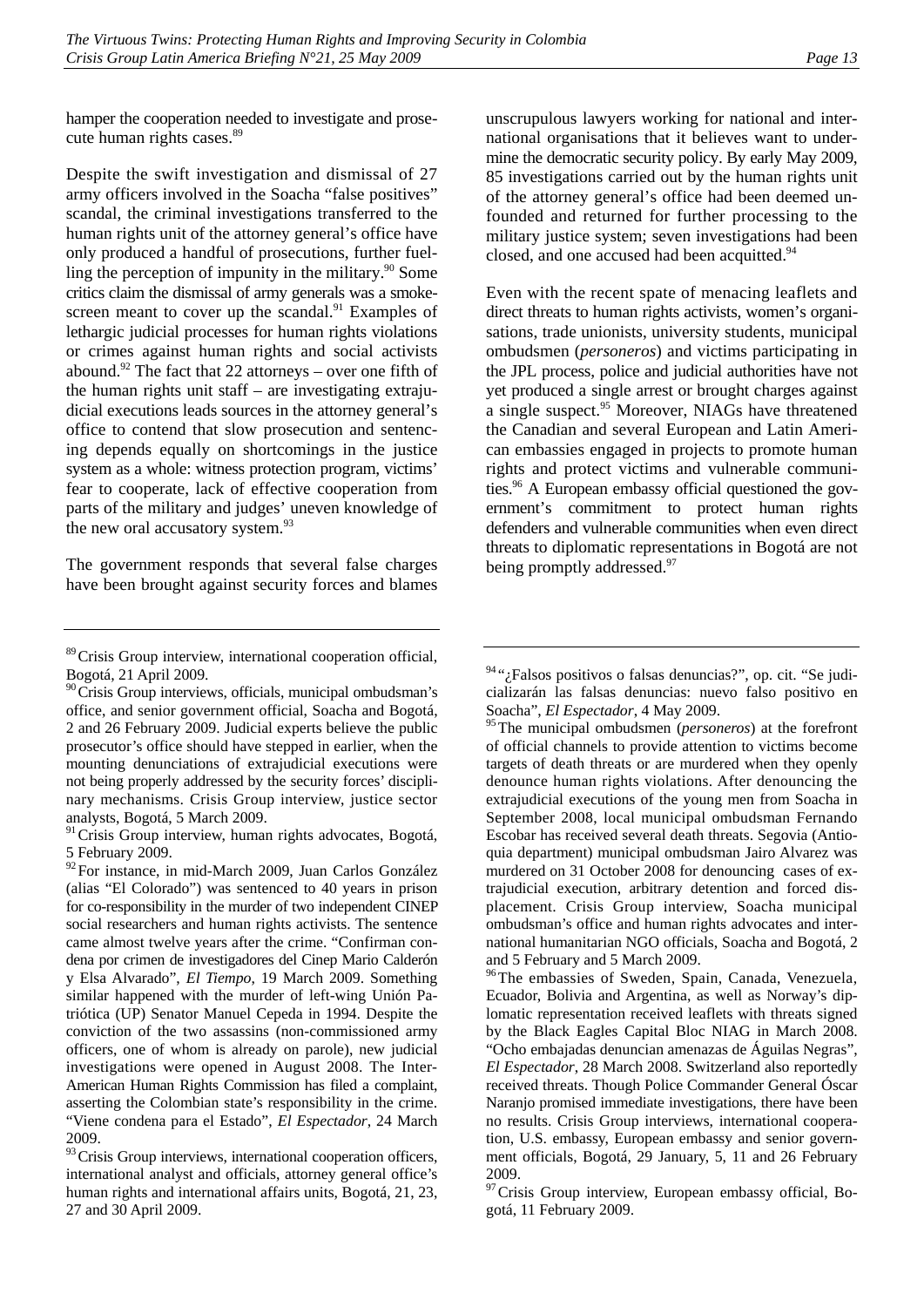hamper the cooperation needed to investigate and prosecute human rights cases.[89]

Despite the swift investigation and dismissal of 27 army officers involved in the Soacha "false positives" scandal, the criminal investigations transferred to the human rights unit of the attorney general's office have only produced a handful of prosecutions, further fuelling the perception of impunity in the military.[90] Some critics claim the dismissal of army generals was a smokescreen meant to cover up the scandal.[91] Examples of lethargic judicial processes for human rights violations or crimes against human rights and social activists abound.[92] The fact that 22 attorneys – over one fifth of the human rights unit staff – are investigating extrajudicial executions leads sources in the attorney general's office to contend that slow prosecution and sentencing depends equally on shortcomings in the justice system as a whole: witness protection program, victims' fear to cooperate, lack of effective cooperation from parts of the military and judges' uneven knowledge of the new oral accusatory system.[93]

The government responds that several false charges have been brought against security forces and blames unscrupulous lawyers working for national and international organisations that it believes want to undermine the democratic security policy. By early May 2009, 85 investigations carried out by the human rights unit of the attorney general's office had been deemed unfounded and returned for further processing to the military justice system; seven investigations had been closed, and one accused had been acquitted.[94]

Even with the recent spate of menacing leaflets and direct threats to human rights activists, women's organisations, trade unionists, university students, municipal ombudsmen (*personeros*) and victims participating in the JPL process, police and judicial authorities have not yet produced a single arrest or brought charges against a single suspect.[95] Moreover, NIAGs have threatened the Canadian and several European and Latin American embassies engaged in projects to promote human rights and protect victims and vulnerable communities.[96] A European embassy official questioned the government's commitment to protect human rights defenders and vulnerable communities when even direct threats to diplomatic representations in Bogotá are not being promptly addressed.[97]

---

[89] Crisis Group interview, international cooperation official, Bogotá, 21 April 2009.

[90] Crisis Group interviews, officials, municipal ombudsman's office, and senior government official, Soacha and Bogotá, 2 and 26 February 2009. Judicial experts believe the public prosecutor's office should have stepped in earlier, when the mounting denunciations of extrajudicial executions were not being properly addressed by the security forces' disciplinary mechanisms. Crisis Group interview, justice sector analysts, Bogotá, 5 March 2009.

[91] Crisis Group interview, human rights advocates, Bogotá, 5 February 2009.

[92] For instance, in mid-March 2009, Juan Carlos González (alias "El Colorado") was sentenced to 40 years in prison for co-responsibility in the murder of two independent CINEP social researchers and human rights activists. The sentence came almost twelve years after the crime. "Confirman condena por crimen de investigadores del Cinep Mario Calderón y Elsa Alvarado", *El Tiempo*, 19 March 2009. Something similar happened with the murder of left-wing Unión Patriótica (UP) Senator Manuel Cepeda in 1994. Despite the conviction of the two assassins (non-commissioned army officers, one of whom is already on parole), new judicial investigations were opened in August 2008. The Inter-American Human Rights Commission has filed a complaint, asserting the Colombian state's responsibility in the crime. "Viene condena para el Estado", *El Espectador*, 24 March 2009.

[93] Crisis Group interviews, international cooperation officers, international analyst and officials, attorney general office's human rights and international affairs units, Bogotá, 21, 23, 27 and 30 April 2009.

[94] "¿Falsos positivos o falsas denuncias?", op. cit. "Se judicializarán las falsas denuncias: nuevo falso positivo en Soacha", *El Espectador*, 4 May 2009.

[95] The municipal ombudsmen (*personeros*) at the forefront of official channels to provide attention to victims become targets of death threats or are murdered when they openly denounce human rights violations. After denouncing the extrajudicial executions of the young men from Soacha in September 2008, local municipal ombudsman Fernando Escobar has received several death threats. Segovia (Antioquia department) municipal ombudsman Jairo Alvarez was murdered on 31 October 2008 for denouncing cases of extrajudicial execution, arbitrary detention and forced displacement. Crisis Group interview, Soacha municipal ombudsman's office and human rights advocates and international humanitarian NGO officials, Soacha and Bogotá, 2 and 5 February and 5 March 2009.

[96] The embassies of Sweden, Spain, Canada, Venezuela, Ecuador, Bolivia and Argentina, as well as Norway's diplomatic representation received leaflets with threats signed by the Black Eagles Capital Bloc NIAG in March 2008. "Ocho embajadas denuncian amenazas de Águilas Negras", *El Espectador*, 28 March 2008. Switzerland also reportedly received threats. Though Police Commander General Óscar Naranjo promised immediate investigations, there have been no results. Crisis Group interviews, international cooperation, U.S. embassy, European embassy and senior government officials, Bogotá, 29 January, 5, 11 and 26 February 2009.

[97] Crisis Group interview, European embassy official, Bogotá, 11 February 2009.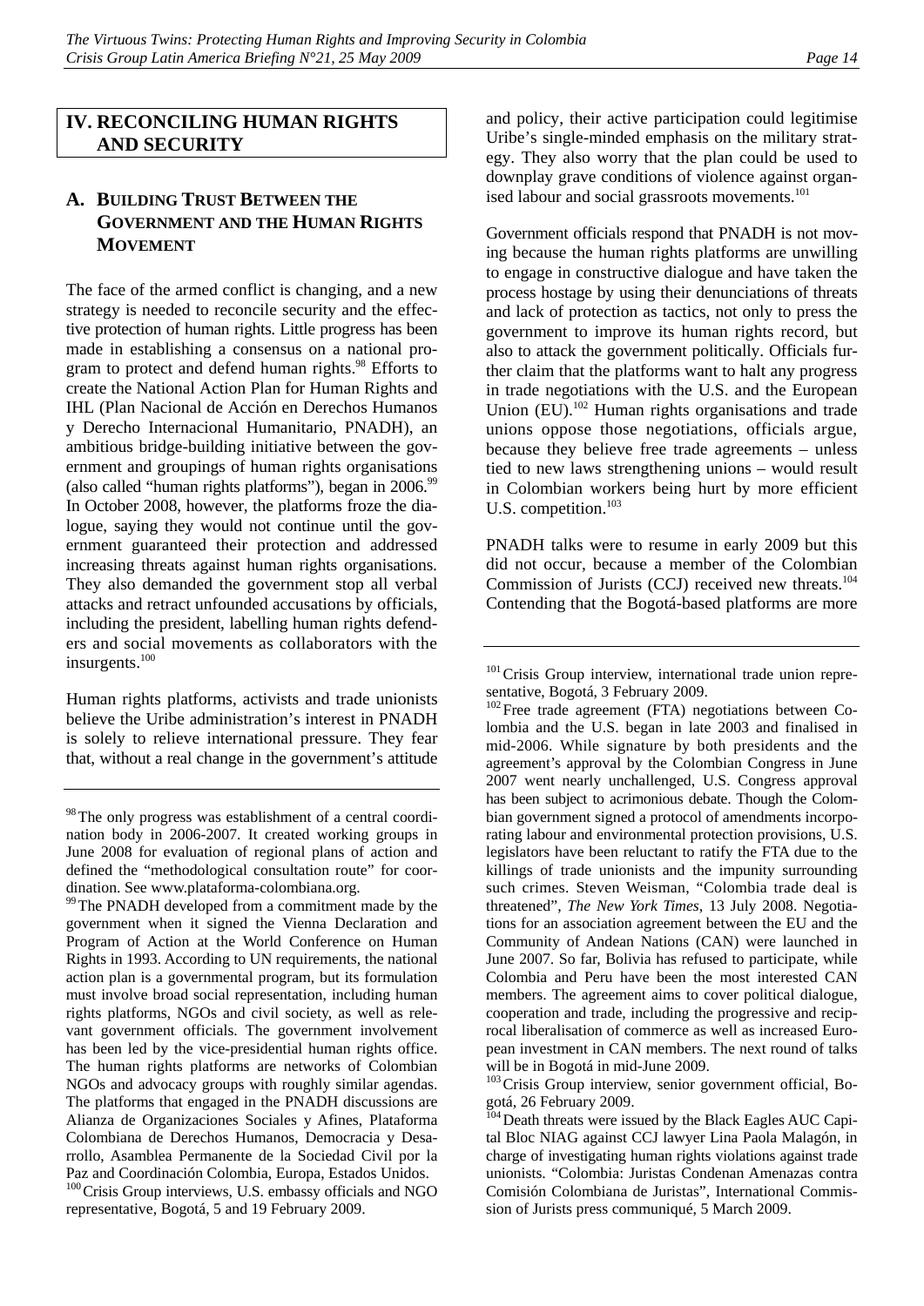## IV. RECONCILING HUMAN RIGHTS AND SECURITY

### A. BUILDING TRUST BETWEEN THE GOVERNMENT AND THE HUMAN RIGHTS MOVEMENT

The face of the armed conflict is changing, and a new strategy is needed to reconcile security and the effective protection of human rights. Little progress has been made in establishing a consensus on a national program to protect and defend human rights.[98] Efforts to create the National Action Plan for Human Rights and IHL (Plan Nacional de Acción en Derechos Humanos y Derecho Internacional Humanitario, PNADH), an ambitious bridge-building initiative between the government and groupings of human rights organisations (also called "human rights platforms"), began in 2006.[99] In October 2008, however, the platforms froze the dialogue, saying they would not continue until the government guaranteed their protection and addressed increasing threats against human rights organisations. They also demanded the government stop all verbal attacks and retract unfounded accusations by officials, including the president, labelling human rights defenders and social movements as collaborators with the insurgents.[100]

Human rights platforms, activists and trade unionists believe the Uribe administration's interest in PNADH is solely to relieve international pressure. They fear that, without a real change in the government's attitude and policy, their active participation could legitimise Uribe's single-minded emphasis on the military strategy. They also worry that the plan could be used to downplay grave conditions of violence against organised labour and social grassroots movements.[101]

Government officials respond that PNADH is not moving because the human rights platforms are unwilling to engage in constructive dialogue and have taken the process hostage by using their denunciations of threats and lack of protection as tactics, not only to press the government to improve its human rights record, but also to attack the government politically. Officials further claim that the platforms want to halt any progress in trade negotiations with the U.S. and the European Union (EU).[102] Human rights organisations and trade unions oppose those negotiations, officials argue, because they believe free trade agreements – unless tied to new laws strengthening unions – would result in Colombian workers being hurt by more efficient U.S. competition.[103]

PNADH talks were to resume in early 2009 but this did not occur, because a member of the Colombian Commission of Jurists (CCJ) received new threats.[104] Contending that the Bogotá-based platforms are more

---

[98] The only progress was establishment of a central coordination body in 2006-2007. It created working groups in June 2008 for evaluation of regional plans of action and defined the "methodological consultation route" for coordination. See www.plataforma-colombiana.org.

[99] The PNADH developed from a commitment made by the government when it signed the Vienna Declaration and Program of Action at the World Conference on Human Rights in 1993. According to UN requirements, the national action plan is a governmental program, but its formulation must involve broad social representation, including human rights platforms, NGOs and civil society, as well as relevant government officials. The government involvement has been led by the vice-presidential human rights office. The human rights platforms are networks of Colombian NGOs and advocacy groups with roughly similar agendas. The platforms that engaged in the PNADH discussions are Alianza de Organizaciones Sociales y Afines, Plataforma Colombiana de Derechos Humanos, Democracia y Desarrollo, Asamblea Permanente de la Sociedad Civil por la Paz and Coordinación Colombia, Europa, Estados Unidos.

[100] Crisis Group interviews, U.S. embassy officials and NGO representative, Bogotá, 5 and 19 February 2009.

[101] Crisis Group interview, international trade union representative, Bogotá, 3 February 2009.

[102] Free trade agreement (FTA) negotiations between Colombia and the U.S. began in late 2003 and finalised in mid-2006. While signature by both presidents and the agreement's approval by the Colombian Congress in June 2007 went nearly unchallenged, U.S. Congress approval has been subject to acrimonious debate. Though the Colombian government signed a protocol of amendments incorporating labour and environmental protection provisions, U.S. legislators have been reluctant to ratify the FTA due to the killings of trade unionists and the impunity surrounding such crimes. Steven Weisman, "Colombia trade deal is threatened", *The New York Times*, 13 July 2008. Negotiations for an association agreement between the EU and the Community of Andean Nations (CAN) were launched in June 2007. So far, Bolivia has refused to participate, while Colombia and Peru have been the most interested CAN members. The agreement aims to cover political dialogue, cooperation and trade, including the progressive and reciprocal liberalisation of commerce as well as increased European investment in CAN members. The next round of talks will be in Bogotá in mid-June 2009.

[103] Crisis Group interview, senior government official, Bogotá, 26 February 2009.

[104] Death threats were issued by the Black Eagles AUC Capital Bloc NIAG against CCJ lawyer Lina Paola Malagón, in charge of investigating human rights violations against trade unionists. "Colombia: Juristas Condenan Amenazas contra Comisión Colombiana de Juristas", International Commission of Jurists press communiqué, 5 March 2009.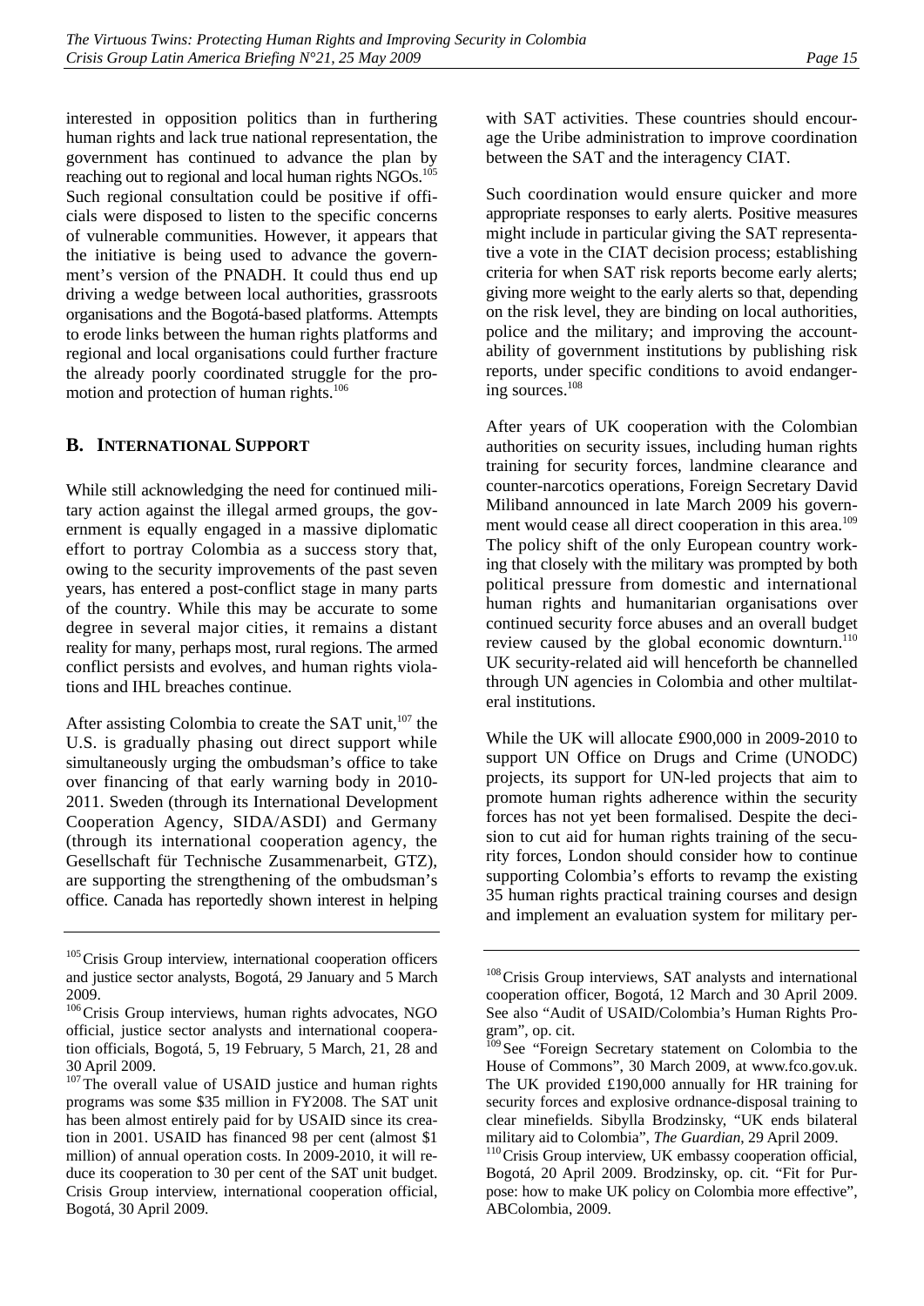interested in opposition politics than in furthering human rights and lack true national representation, the government has continued to advance the plan by reaching out to regional and local human rights NGOs.[105] Such regional consultation could be positive if officials were disposed to listen to the specific concerns of vulnerable communities. However, it appears that the initiative is being used to advance the government's version of the PNADH. It could thus end up driving a wedge between local authorities, grassroots organisations and the Bogotá-based platforms. Attempts to erode links between the human rights platforms and regional and local organisations could further fracture the already poorly coordinated struggle for the promotion and protection of human rights.[106]

## B. International Support

While still acknowledging the need for continued military action against the illegal armed groups, the government is equally engaged in a massive diplomatic effort to portray Colombia as a success story that, owing to the security improvements of the past seven years, has entered a post-conflict stage in many parts of the country. While this may be accurate to some degree in several major cities, it remains a distant reality for many, perhaps most, rural regions. The armed conflict persists and evolves, and human rights violations and IHL breaches continue.

After assisting Colombia to create the SAT unit,[107] the U.S. is gradually phasing out direct support while simultaneously urging the ombudsman's office to take over financing of that early warning body in 2010-2011. Sweden (through its International Development Cooperation Agency, SIDA/ASDI) and Germany (through its international cooperation agency, the Gesellschaft für Technische Zusammenarbeit, GTZ), are supporting the strengthening of the ombudsman's office. Canada has reportedly shown interest in helping with SAT activities. These countries should encourage the Uribe administration to improve coordination between the SAT and the interagency CIAT.

Such coordination would ensure quicker and more appropriate responses to early alerts. Positive measures might include in particular giving the SAT representative a vote in the CIAT decision process; establishing criteria for when SAT risk reports become early alerts; giving more weight to the early alerts so that, depending on the risk level, they are binding on local authorities, police and the military; and improving the accountability of government institutions by publishing risk reports, under specific conditions to avoid endangering sources.[108]

After years of UK cooperation with the Colombian authorities on security issues, including human rights training for security forces, landmine clearance and counter-narcotics operations, Foreign Secretary David Miliband announced in late March 2009 his government would cease all direct cooperation in this area.[109] The policy shift of the only European country working that closely with the military was prompted by both political pressure from domestic and international human rights and humanitarian organisations over continued security force abuses and an overall budget review caused by the global economic downturn.[110] UK security-related aid will henceforth be channelled through UN agencies in Colombia and other multilateral institutions.

While the UK will allocate £900,000 in 2009-2010 to support UN Office on Drugs and Crime (UNODC) projects, its support for UN-led projects that aim to promote human rights adherence within the security forces has not yet been formalised. Despite the decision to cut aid for human rights training of the security forces, London should consider how to continue supporting Colombia's efforts to revamp the existing 35 human rights practical training courses and design and implement an evaluation system for military per-

---

[105] Crisis Group interview, international cooperation officers and justice sector analysts, Bogotá, 29 January and 5 March 2009.

[106] Crisis Group interviews, human rights advocates, NGO official, justice sector analysts and international cooperation officials, Bogotá, 5, 19 February, 5 March, 21, 28 and 30 April 2009.

[107] The overall value of USAID justice and human rights programs was some $35 million in FY2008. The SAT unit has been almost entirely paid for by USAID since its creation in 2001. USAID has financed 98 per cent (almost $1 million) of annual operation costs. In 2009-2010, it will reduce its cooperation to 30 per cent of the SAT unit budget. Crisis Group interview, international cooperation official, Bogotá, 30 April 2009.

[108] Crisis Group interviews, SAT analysts and international cooperation officer, Bogotá, 12 March and 30 April 2009. See also "Audit of USAID/Colombia's Human Rights Program", op. cit.

[109] See "Foreign Secretary statement on Colombia to the House of Commons", 30 March 2009, at www.fco.gov.uk. The UK provided £190,000 annually for HR training for security forces and explosive ordnance-disposal training to clear minefields. Sibylla Brodzinsky, "UK ends bilateral military aid to Colombia", *The Guardian*, 29 April 2009.

[110] Crisis Group interview, UK embassy cooperation official, Bogotá, 20 April 2009. Brodzinsky, op. cit. "Fit for Purpose: how to make UK policy on Colombia more effective", ABColombia, 2009.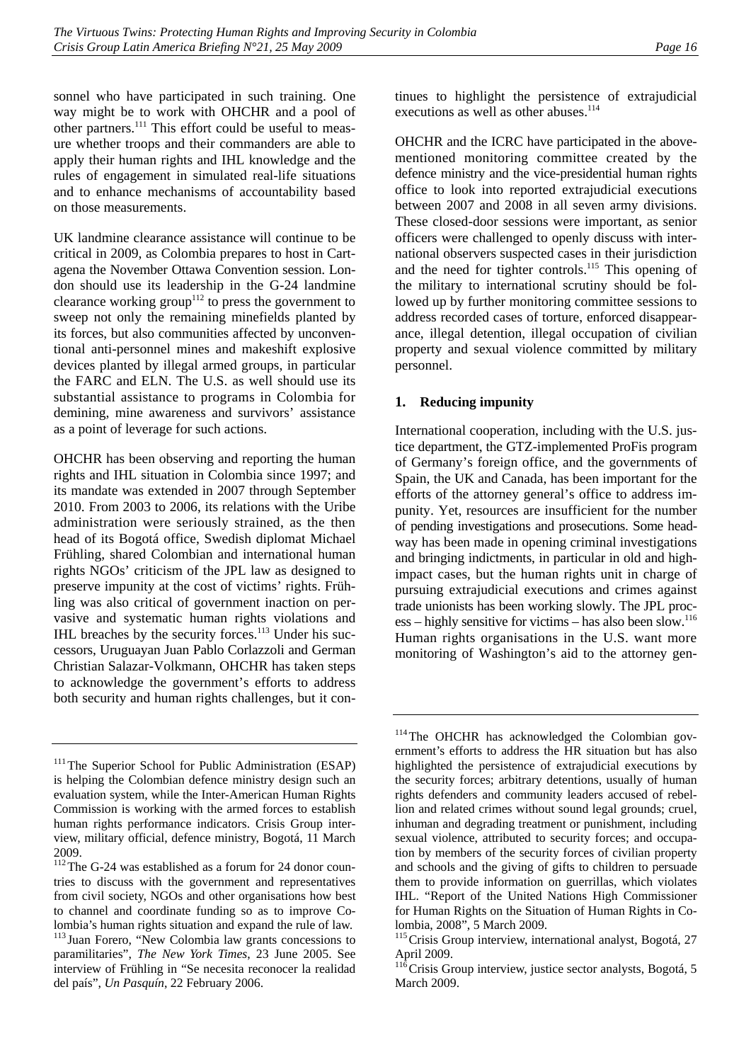sonnel who have participated in such training. One way might be to work with OHCHR and a pool of other partners.[111] This effort could be useful to measure whether troops and their commanders are able to apply their human rights and IHL knowledge and the rules of engagement in simulated real-life situations and to enhance mechanisms of accountability based on those measurements.

UK landmine clearance assistance will continue to be critical in 2009, as Colombia prepares to host in Cartagena the November Ottawa Convention session. London should use its leadership in the G-24 landmine clearance working group[112] to press the government to sweep not only the remaining minefields planted by its forces, but also communities affected by unconventional anti-personnel mines and makeshift explosive devices planted by illegal armed groups, in particular the FARC and ELN. The U.S. as well should use its substantial assistance to programs in Colombia for demining, mine awareness and survivors' assistance as a point of leverage for such actions.

OHCHR has been observing and reporting the human rights and IHL situation in Colombia since 1997; and its mandate was extended in 2007 through September 2010. From 2003 to 2006, its relations with the Uribe administration were seriously strained, as the then head of its Bogotá office, Swedish diplomat Michael Frühling, shared Colombian and international human rights NGOs' criticism of the JPL law as designed to preserve impunity at the cost of victims' rights. Frühling was also critical of government inaction on pervasive and systematic human rights violations and IHL breaches by the security forces.[113] Under his successors, Uruguayan Juan Pablo Corlazzoli and German Christian Salazar-Volkmann, OHCHR has taken steps to acknowledge the government's efforts to address both security and human rights challenges, but it continues to highlight the persistence of extrajudicial executions as well as other abuses.[114]

OHCHR and the ICRC have participated in the above-mentioned monitoring committee created by the defence ministry and the vice-presidential human rights office to look into reported extrajudicial executions between 2007 and 2008 in all seven army divisions. These closed-door sessions were important, as senior officers were challenged to openly discuss with international observers suspected cases in their jurisdiction and the need for tighter controls.[115] This opening of the military to international scrutiny should be followed up by further monitoring committee sessions to address recorded cases of torture, enforced disappearance, illegal detention, illegal occupation of civilian property and sexual violence committed by military personnel.

### 1. Reducing impunity

International cooperation, including with the U.S. justice department, the GTZ-implemented ProFis program of Germany's foreign office, and the governments of Spain, the UK and Canada, has been important for the efforts of the attorney general's office to address impunity. Yet, resources are insufficient for the number of pending investigations and prosecutions. Some headway has been made in opening criminal investigations and bringing indictments, in particular in old and high-impact cases, but the human rights unit in charge of pursuing extrajudicial executions and crimes against trade unionists has been working slowly. The JPL process – highly sensitive for victims – has also been slow.[116] Human rights organisations in the U.S. want more monitoring of Washington's aid to the attorney gen-

---

[111] The Superior School for Public Administration (ESAP) is helping the Colombian defence ministry design such an evaluation system, while the Inter-American Human Rights Commission is working with the armed forces to establish human rights performance indicators. Crisis Group interview, military official, defence ministry, Bogotá, 11 March 2009.

[112] The G-24 was established as a forum for 24 donor countries to discuss with the government and representatives from civil society, NGOs and other organisations how best to channel and coordinate funding so as to improve Colombia's human rights situation and expand the rule of law.

[113] Juan Forero, "New Colombia law grants concessions to paramilitaries", *The New York Times*, 23 June 2005. See interview of Frühling in "Se necesita reconocer la realidad del país", *Un Pasquín*, 22 February 2006.

[114] The OHCHR has acknowledged the Colombian government's efforts to address the HR situation but has also highlighted the persistence of extrajudicial executions by the security forces; arbitrary detentions, usually of human rights defenders and community leaders accused of rebellion and related crimes without sound legal grounds; cruel, inhuman and degrading treatment or punishment, including sexual violence, attributed to security forces; and occupation by members of the security forces of civilian property and schools and the giving of gifts to children to persuade them to provide information on guerrillas, which violates IHL. "Report of the United Nations High Commissioner for Human Rights on the Situation of Human Rights in Colombia, 2008", 5 March 2009.

[115] Crisis Group interview, international analyst, Bogotá, 27 April 2009.

[116] Crisis Group interview, justice sector analysts, Bogotá, 5 March 2009.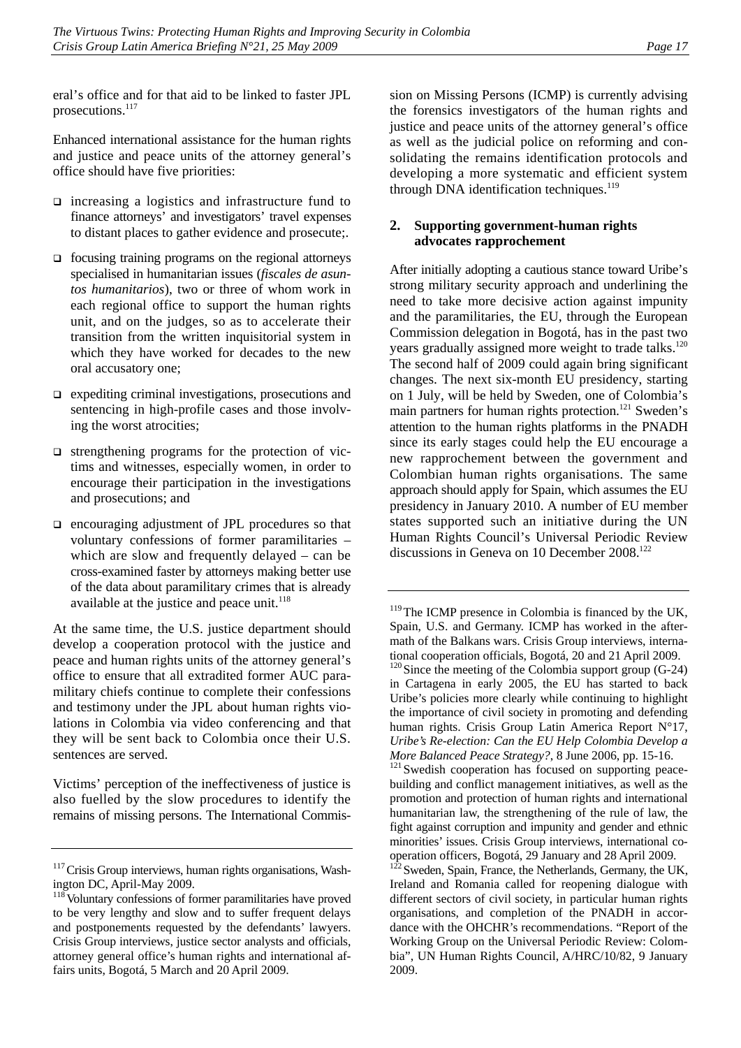eral's office and for that aid to be linked to faster JPL prosecutions.[117]

Enhanced international assistance for the human rights and justice and peace units of the attorney general's office should have five priorities:

- increasing a logistics and infrastructure fund to finance attorneys' and investigators' travel expenses to distant places to gather evidence and prosecute;.
- focusing training programs on the regional attorneys specialised in humanitarian issues (*fiscales de asuntos humanitarios*), two or three of whom work in each regional office to support the human rights unit, and on the judges, so as to accelerate their transition from the written inquisitorial system in which they have worked for decades to the new oral accusatory one;
- expediting criminal investigations, prosecutions and sentencing in high-profile cases and those involving the worst atrocities;
- strengthening programs for the protection of victims and witnesses, especially women, in order to encourage their participation in the investigations and prosecutions; and
- encouraging adjustment of JPL procedures so that voluntary confessions of former paramilitaries – which are slow and frequently delayed – can be cross-examined faster by attorneys making better use of the data about paramilitary crimes that is already available at the justice and peace unit.[118]

At the same time, the U.S. justice department should develop a cooperation protocol with the justice and peace and human rights units of the attorney general's office to ensure that all extradited former AUC paramilitary chiefs continue to complete their confessions and testimony under the JPL about human rights violations in Colombia via video conferencing and that they will be sent back to Colombia once their U.S. sentences are served.

Victims' perception of the ineffectiveness of justice is also fuelled by the slow procedures to identify the remains of missing persons. The International Commission on Missing Persons (ICMP) is currently advising the forensics investigators of the human rights and justice and peace units of the attorney general's office as well as the judicial police on reforming and consolidating the remains identification protocols and developing a more systematic and efficient system through DNA identification techniques.[119]

### 2. Supporting government-human rights advocates rapprochement

After initially adopting a cautious stance toward Uribe's strong military security approach and underlining the need to take more decisive action against impunity and the paramilitaries, the EU, through the European Commission delegation in Bogotá, has in the past two years gradually assigned more weight to trade talks.[120] The second half of 2009 could again bring significant changes. The next six-month EU presidency, starting on 1 July, will be held by Sweden, one of Colombia's main partners for human rights protection.[121] Sweden's attention to the human rights platforms in the PNADH since its early stages could help the EU encourage a new rapprochement between the government and Colombian human rights organisations. The same approach should apply for Spain, which assumes the EU presidency in January 2010. A number of EU member states supported such an initiative during the UN Human Rights Council's Universal Periodic Review discussions in Geneva on 10 December 2008.[122]

---

[117] Crisis Group interviews, human rights organisations, Washington DC, April-May 2009.

[118] Voluntary confessions of former paramilitaries have proved to be very lengthy and slow and to suffer frequent delays and postponements requested by the defendants' lawyers. Crisis Group interviews, justice sector analysts and officials, attorney general office's human rights and international affairs units, Bogotá, 5 March and 20 April 2009.

[119] The ICMP presence in Colombia is financed by the UK, Spain, U.S. and Germany. ICMP has worked in the aftermath of the Balkans wars. Crisis Group interviews, international cooperation officials, Bogotá, 20 and 21 April 2009.

[120] Since the meeting of the Colombia support group (G-24) in Cartagena in early 2005, the EU has started to back Uribe's policies more clearly while continuing to highlight the importance of civil society in promoting and defending human rights. Crisis Group Latin America Report N°17, *Uribe's Re-election: Can the EU Help Colombia Develop a More Balanced Peace Strategy?*, 8 June 2006, pp. 15-16.

[121] Swedish cooperation has focused on supporting peacebuilding and conflict management initiatives, as well as the promotion and protection of human rights and international humanitarian law, the strengthening of the rule of law, the fight against corruption and impunity and gender and ethnic minorities' issues. Crisis Group interviews, international cooperation officers, Bogotá, 29 January and 28 April 2009.

[122] Sweden, Spain, France, the Netherlands, Germany, the UK, Ireland and Romania called for reopening dialogue with different sectors of civil society, in particular human rights organisations, and completion of the PNADH in accordance with the OHCHR's recommendations. "Report of the Working Group on the Universal Periodic Review: Colombia", UN Human Rights Council, A/HRC/10/82, 9 January 2009.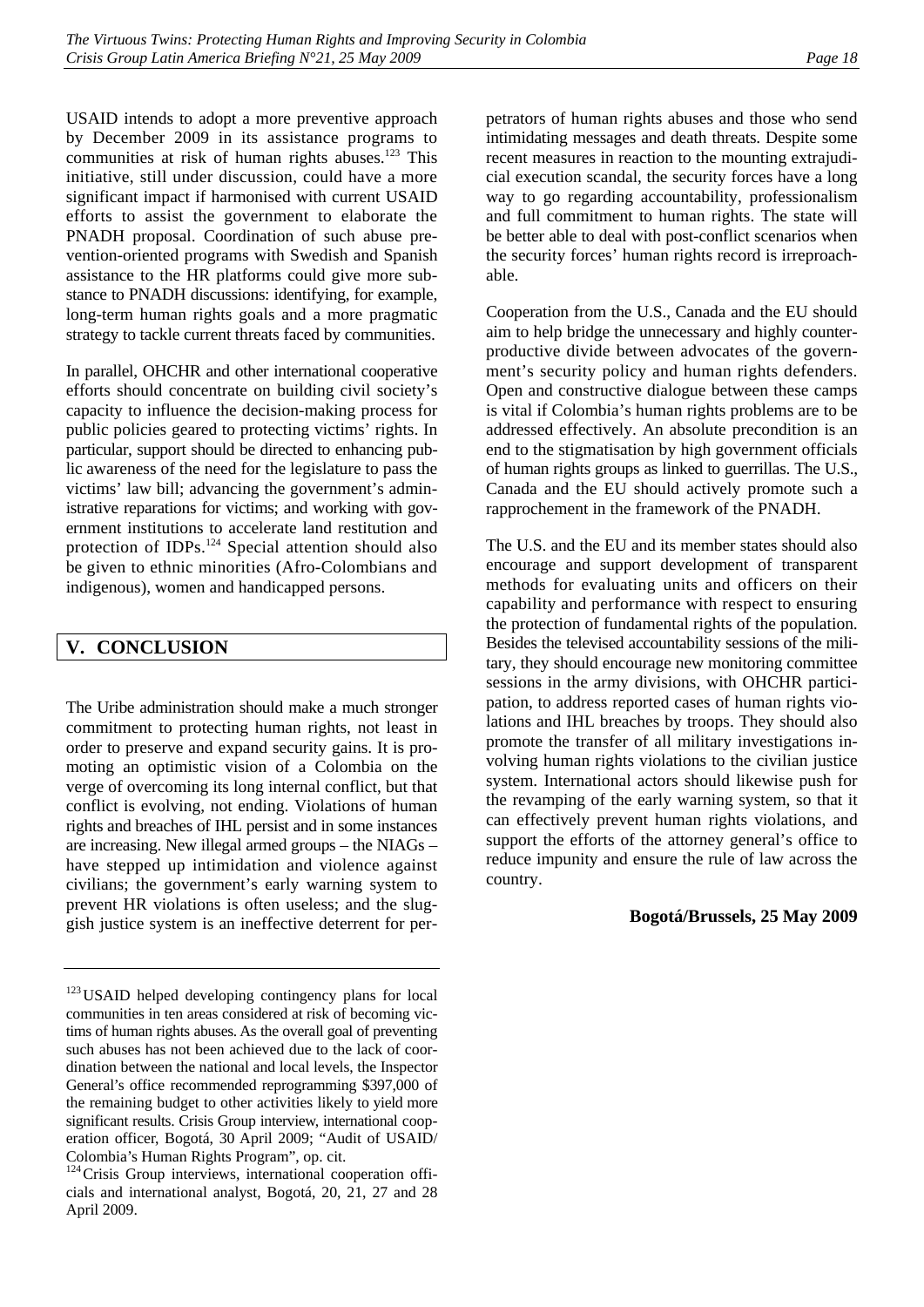USAID intends to adopt a more preventive approach by December 2009 in its assistance programs to communities at risk of human rights abuses.[123] This initiative, still under discussion, could have a more significant impact if harmonised with current USAID efforts to assist the government to elaborate the PNADH proposal. Coordination of such abuse prevention-oriented programs with Swedish and Spanish assistance to the HR platforms could give more substance to PNADH discussions: identifying, for example, long-term human rights goals and a more pragmatic strategy to tackle current threats faced by communities.

In parallel, OHCHR and other international cooperative efforts should concentrate on building civil society's capacity to influence the decision-making process for public policies geared to protecting victims' rights. In particular, support should be directed to enhancing public awareness of the need for the legislature to pass the victims' law bill; advancing the government's administrative reparations for victims; and working with government institutions to accelerate land restitution and protection of IDPs.[124] Special attention should also be given to ethnic minorities (Afro-Colombians and indigenous), women and handicapped persons.

## V. CONCLUSION

The Uribe administration should make a much stronger commitment to protecting human rights, not least in order to preserve and expand security gains. It is promoting an optimistic vision of a Colombia on the verge of overcoming its long internal conflict, but that conflict is evolving, not ending. Violations of human rights and breaches of IHL persist and in some instances are increasing. New illegal armed groups – the NIAGs – have stepped up intimidation and violence against civilians; the government's early warning system to prevent HR violations is often useless; and the sluggish justice system is an ineffective deterrent for perpetrators of human rights abuses and those who send intimidating messages and death threats. Despite some recent measures in reaction to the mounting extrajudicial execution scandal, the security forces have a long way to go regarding accountability, professionalism and full commitment to human rights. The state will be better able to deal with post-conflict scenarios when the security forces' human rights record is irreproachable.

Cooperation from the U.S., Canada and the EU should aim to help bridge the unnecessary and highly counterproductive divide between advocates of the government's security policy and human rights defenders. Open and constructive dialogue between these camps is vital if Colombia's human rights problems are to be addressed effectively. An absolute precondition is an end to the stigmatisation by high government officials of human rights groups as linked to guerrillas. The U.S., Canada and the EU should actively promote such a rapprochement in the framework of the PNADH.

The U.S. and the EU and its member states should also encourage and support development of transparent methods for evaluating units and officers on their capability and performance with respect to ensuring the protection of fundamental rights of the population. Besides the televised accountability sessions of the military, they should encourage new monitoring committee sessions in the army divisions, with OHCHR participation, to address reported cases of human rights violations and IHL breaches by troops. They should also promote the transfer of all military investigations involving human rights violations to the civilian justice system. International actors should likewise push for the revamping of the early warning system, so that it can effectively prevent human rights violations, and support the efforts of the attorney general's office to reduce impunity and ensure the rule of law across the country.

**Bogotá/Brussels, 25 May 2009**

---

[123] USAID helped developing contingency plans for local communities in ten areas considered at risk of becoming victims of human rights abuses. As the overall goal of preventing such abuses has not been achieved due to the lack of coordination between the national and local levels, the Inspector General's office recommended reprogramming $397,000 of the remaining budget to other activities likely to yield more significant results. Crisis Group interview, international cooperation officer, Bogotá, 30 April 2009; "Audit of USAID/ Colombia's Human Rights Program", op. cit.

[124] Crisis Group interviews, international cooperation officials and international analyst, Bogotá, 20, 21, 27 and 28 April 2009.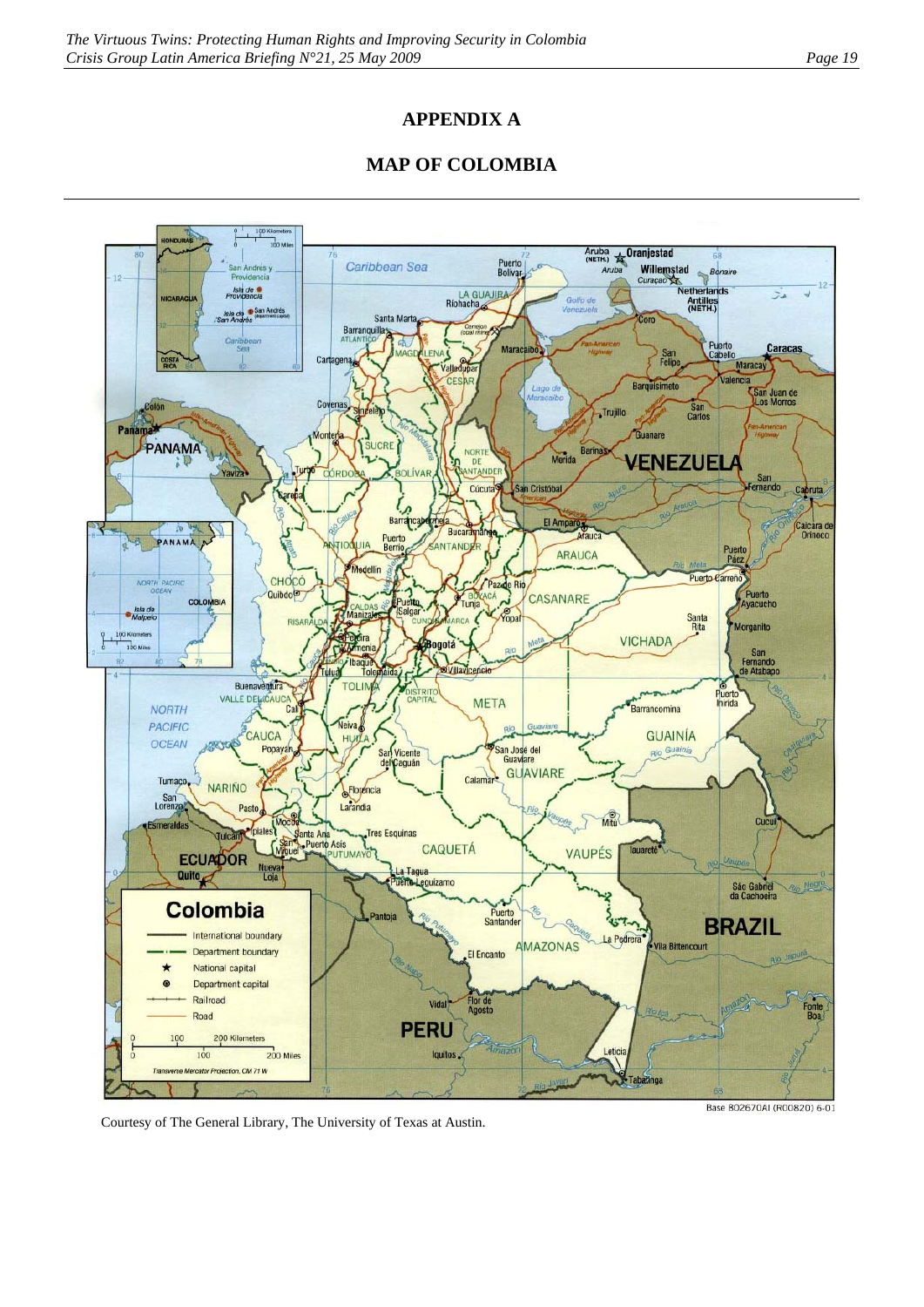# APPENDIX A

# MAP OF COLOMBIA

Courtesy of The General Library, The University of Texas at Austin.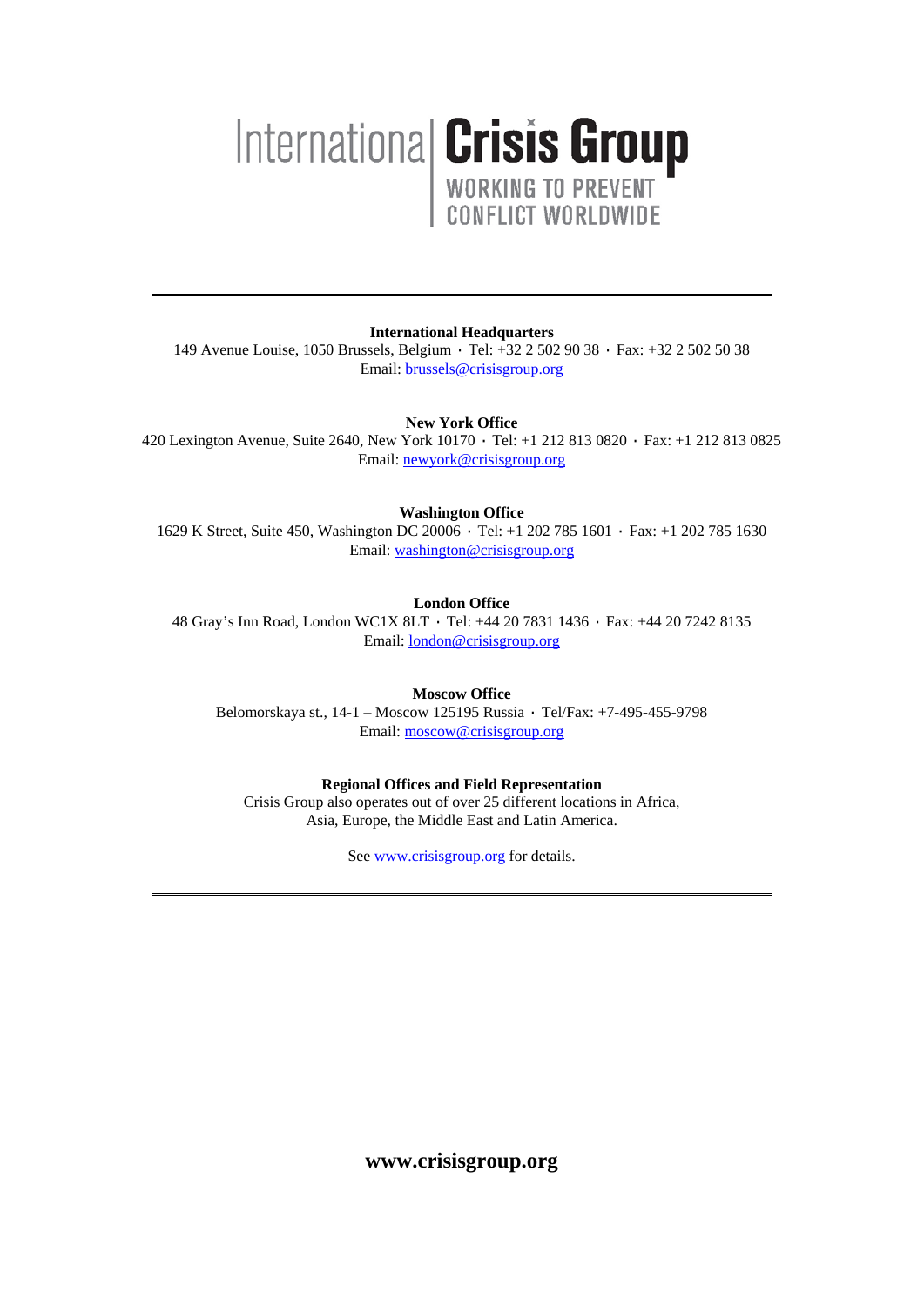International Crisis Group

WORKING TO PREVENT CONFLICT WORLDWIDE

---

**International Headquarters**

149 Avenue Louise, 1050 Brussels, Belgium · Tel: +32 2 502 90 38 · Fax: +32 2 502 50 38
Email: brussels@crisisgroup.org

**New York Office**

420 Lexington Avenue, Suite 2640, New York 10170 · Tel: +1 212 813 0820 · Fax: +1 212 813 0825
Email: newyork@crisisgroup.org

**Washington Office**

1629 K Street, Suite 450, Washington DC 20006 · Tel: +1 202 785 1601 · Fax: +1 202 785 1630
Email: washington@crisisgroup.org

**London Office**

48 Gray's Inn Road, London WC1X 8LT · Tel: +44 20 7831 1436 · Fax: +44 20 7242 8135
Email: london@crisisgroup.org

**Moscow Office**

Belomorskaya st., 14-1 – Moscow 125195 Russia · Tel/Fax: +7-495-455-9798
Email: moscow@crisisgroup.org

**Regional Offices and Field Representation**

Crisis Group also operates out of over 25 different locations in Africa, Asia, Europe, the Middle East and Latin America.

See www.crisisgroup.org for details.

---

**www.crisisgroup.org**